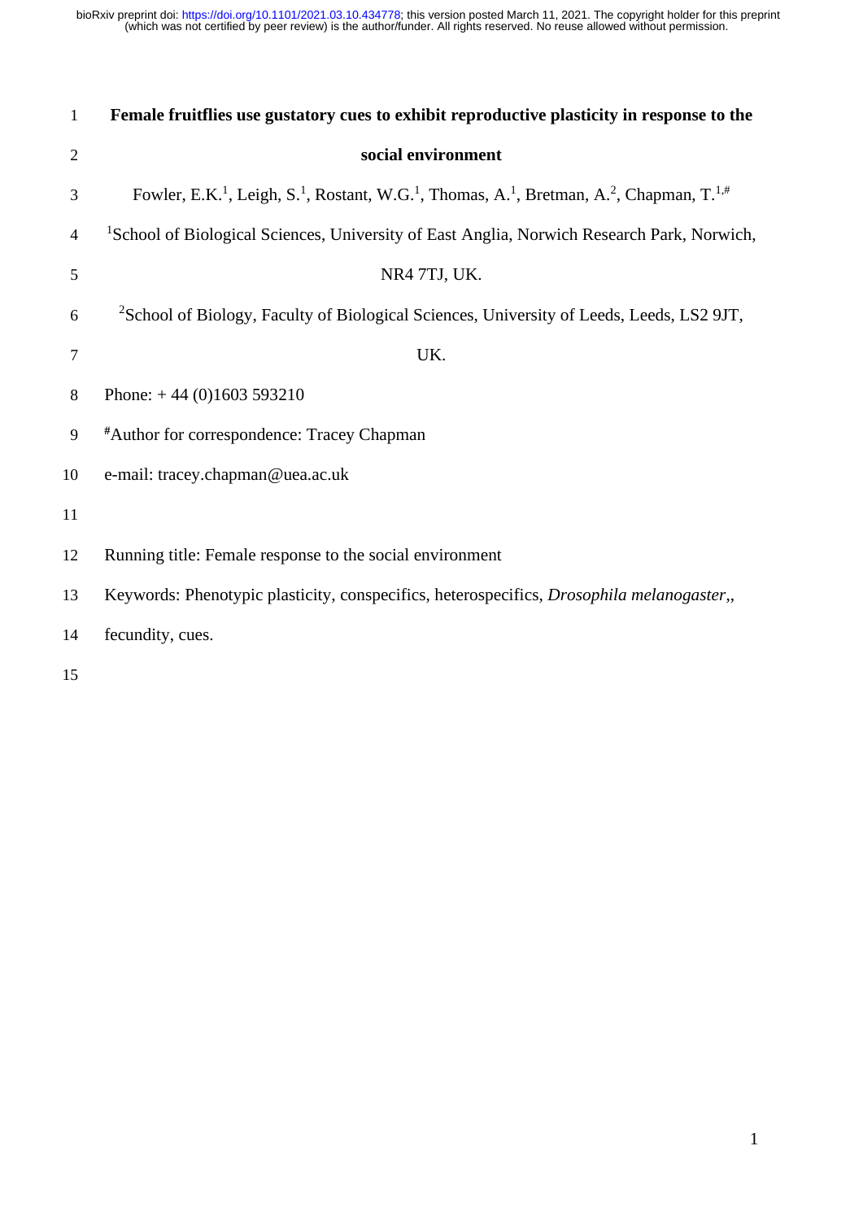# Female fruitflies use gustatory cues to exhibit reproductive plasticity in response to the social environment

Fowler, E.K.[1], Leigh, S.[1], Rostant, W.G.[1], Thomas, A.[1], Bretman, A.[2], Chapman, T.[1,#]

[1]School of Biological Sciences, University of East Anglia, Norwich Research Park, Norwich, NR4 7TJ, UK.

[2]School of Biology, Faculty of Biological Sciences, University of Leeds, Leeds, LS2 9JT, UK.

Phone: + 44 (0)1603 593210

[#]Author for correspondence: Tracey Chapman

e-mail: tracey.chapman@uea.ac.uk

Running title: Female response to the social environment

Keywords: Phenotypic plasticity, conspecifics, heterospecifics, *Drosophila melanogaster*,, fecundity, cues.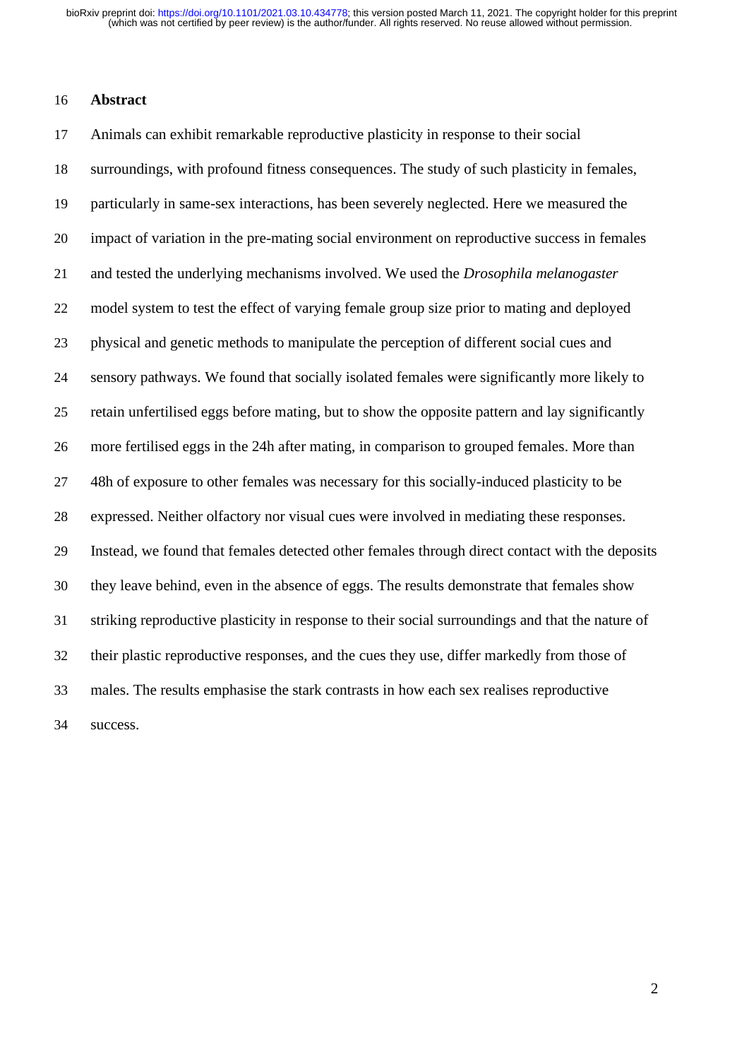## Abstract

Animals can exhibit remarkable reproductive plasticity in response to their social surroundings, with profound fitness consequences. The study of such plasticity in females, particularly in same-sex interactions, has been severely neglected. Here we measured the impact of variation in the pre-mating social environment on reproductive success in females and tested the underlying mechanisms involved. We used the *Drosophila melanogaster* model system to test the effect of varying female group size prior to mating and deployed physical and genetic methods to manipulate the perception of different social cues and sensory pathways. We found that socially isolated females were significantly more likely to retain unfertilised eggs before mating, but to show the opposite pattern and lay significantly more fertilised eggs in the 24h after mating, in comparison to grouped females. More than 48h of exposure to other females was necessary for this socially-induced plasticity to be expressed. Neither olfactory nor visual cues were involved in mediating these responses. Instead, we found that females detected other females through direct contact with the deposits they leave behind, even in the absence of eggs. The results demonstrate that females show striking reproductive plasticity in response to their social surroundings and that the nature of their plastic reproductive responses, and the cues they use, differ markedly from those of males. The results emphasise the stark contrasts in how each sex realises reproductive success.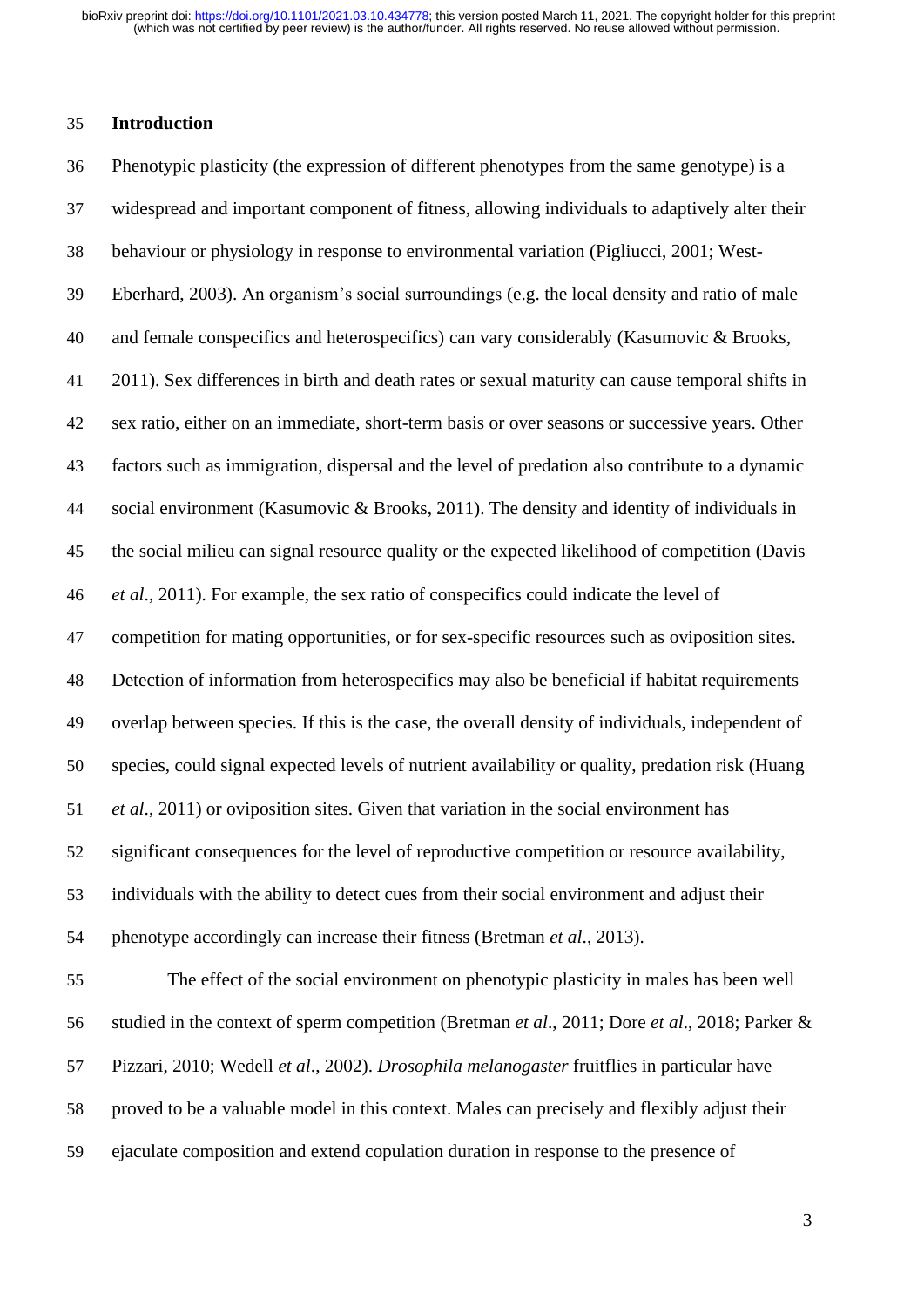## Introduction

Phenotypic plasticity (the expression of different phenotypes from the same genotype) is a widespread and important component of fitness, allowing individuals to adaptively alter their behaviour or physiology in response to environmental variation (Pigliucci, 2001; West-Eberhard, 2003). An organism's social surroundings (e.g. the local density and ratio of male and female conspecifics and heterospecifics) can vary considerably (Kasumovic & Brooks, 2011). Sex differences in birth and death rates or sexual maturity can cause temporal shifts in sex ratio, either on an immediate, short-term basis or over seasons or successive years. Other factors such as immigration, dispersal and the level of predation also contribute to a dynamic social environment (Kasumovic & Brooks, 2011). The density and identity of individuals in the social milieu can signal resource quality or the expected likelihood of competition (Davis *et al*., 2011). For example, the sex ratio of conspecifics could indicate the level of competition for mating opportunities, or for sex-specific resources such as oviposition sites. Detection of information from heterospecifics may also be beneficial if habitat requirements overlap between species. If this is the case, the overall density of individuals, independent of species, could signal expected levels of nutrient availability or quality, predation risk (Huang *et al*., 2011) or oviposition sites. Given that variation in the social environment has significant consequences for the level of reproductive competition or resource availability, individuals with the ability to detect cues from their social environment and adjust their phenotype accordingly can increase their fitness (Bretman *et al*., 2013).

The effect of the social environment on phenotypic plasticity in males has been well studied in the context of sperm competition (Bretman *et al*., 2011; Dore *et al*., 2018; Parker & Pizzari, 2010; Wedell *et al*., 2002). *Drosophila melanogaster* fruitflies in particular have proved to be a valuable model in this context. Males can precisely and flexibly adjust their ejaculate composition and extend copulation duration in response to the presence of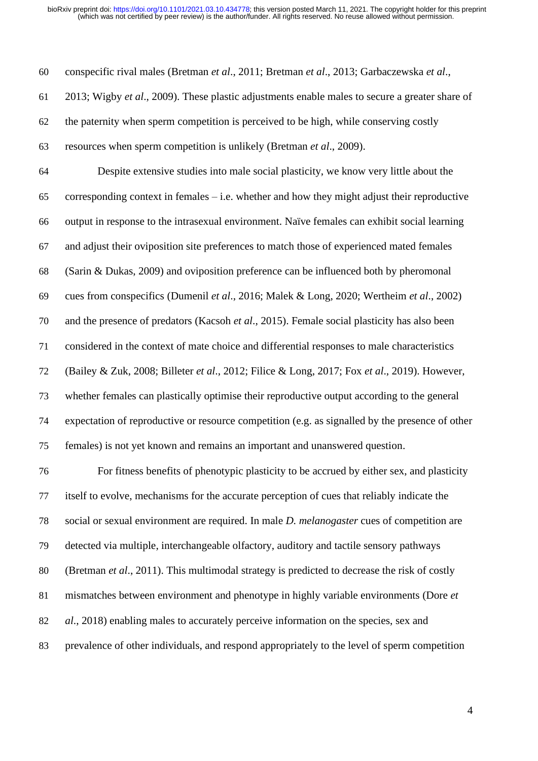conspecific rival males (Bretman *et al*., 2011; Bretman *et al*., 2013; Garbaczewska *et al*., 2013; Wigby *et al*., 2009). These plastic adjustments enable males to secure a greater share of the paternity when sperm competition is perceived to be high, while conserving costly resources when sperm competition is unlikely (Bretman *et al*., 2009).

Despite extensive studies into male social plasticity, we know very little about the corresponding context in females – i.e. whether and how they might adjust their reproductive output in response to the intrasexual environment. Naïve females can exhibit social learning and adjust their oviposition site preferences to match those of experienced mated females (Sarin & Dukas, 2009) and oviposition preference can be influenced both by pheromonal cues from conspecifics (Dumenil *et al*., 2016; Malek & Long, 2020; Wertheim *et al*., 2002) and the presence of predators (Kacsoh *et al*., 2015). Female social plasticity has also been considered in the context of mate choice and differential responses to male characteristics (Bailey & Zuk, 2008; Billeter *et al*., 2012; Filice & Long, 2017; Fox *et al*., 2019). However, whether females can plastically optimise their reproductive output according to the general expectation of reproductive or resource competition (e.g. as signalled by the presence of other females) is not yet known and remains an important and unanswered question.

For fitness benefits of phenotypic plasticity to be accrued by either sex, and plasticity itself to evolve, mechanisms for the accurate perception of cues that reliably indicate the social or sexual environment are required. In male *D. melanogaster* cues of competition are detected via multiple, interchangeable olfactory, auditory and tactile sensory pathways (Bretman *et al*., 2011). This multimodal strategy is predicted to decrease the risk of costly mismatches between environment and phenotype in highly variable environments (Dore *et al*., 2018) enabling males to accurately perceive information on the species, sex and prevalence of other individuals, and respond appropriately to the level of sperm competition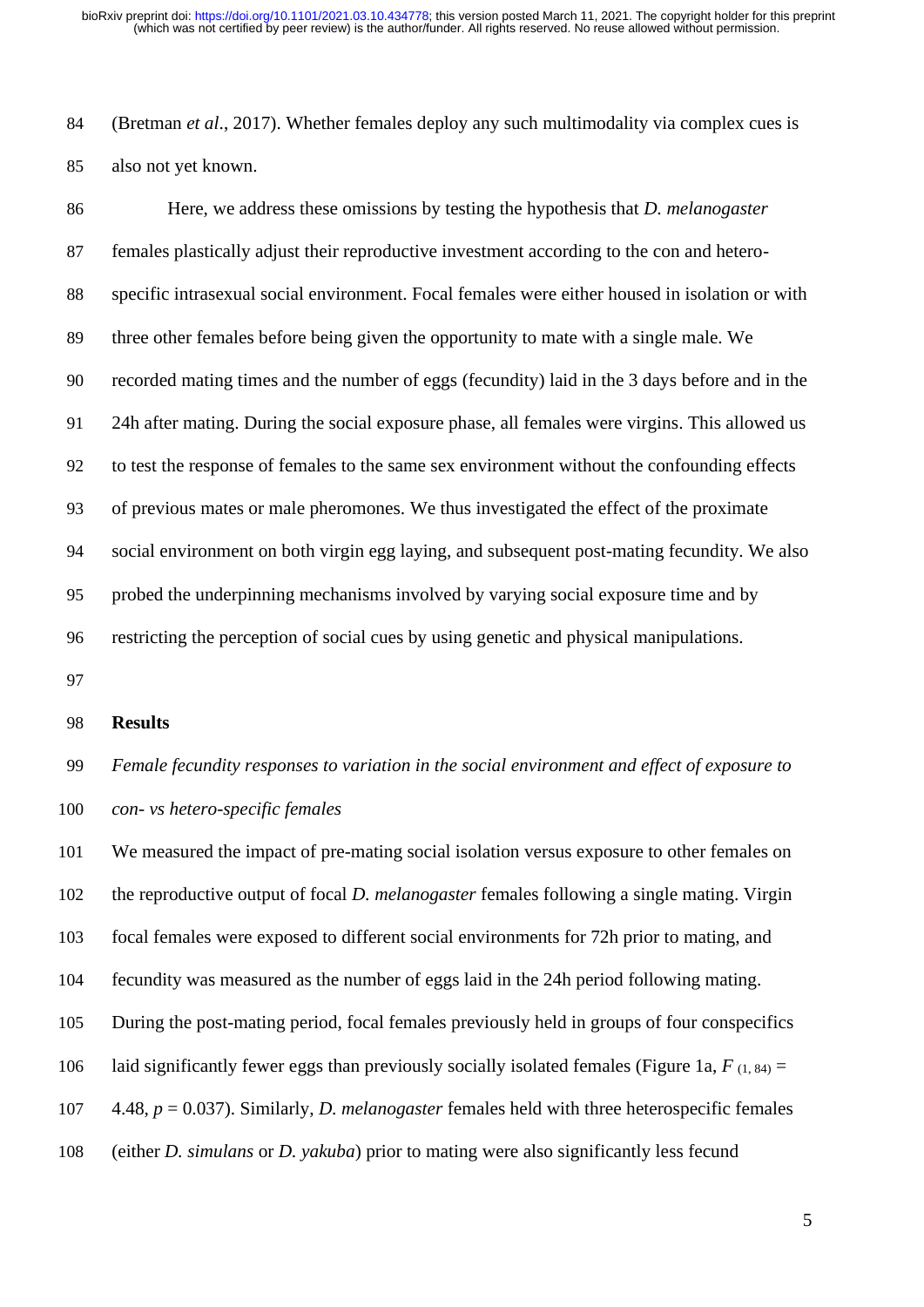(Bretman *et al*., 2017). Whether females deploy any such multimodality via complex cues is also not yet known.

Here, we address these omissions by testing the hypothesis that *D. melanogaster* females plastically adjust their reproductive investment according to the con and hetero-specific intrasexual social environment. Focal females were either housed in isolation or with three other females before being given the opportunity to mate with a single male. We recorded mating times and the number of eggs (fecundity) laid in the 3 days before and in the 24h after mating. During the social exposure phase, all females were virgins. This allowed us to test the response of females to the same sex environment without the confounding effects of previous mates or male pheromones. We thus investigated the effect of the proximate social environment on both virgin egg laying, and subsequent post-mating fecundity. We also probed the underpinning mechanisms involved by varying social exposure time and by restricting the perception of social cues by using genetic and physical manipulations.

## Results

### *Female fecundity responses to variation in the social environment and effect of exposure to con- vs hetero-specific females*

We measured the impact of pre-mating social isolation versus exposure to other females on the reproductive output of focal *D. melanogaster* females following a single mating. Virgin focal females were exposed to different social environments for 72h prior to mating, and fecundity was measured as the number of eggs laid in the 24h period following mating. During the post-mating period, focal females previously held in groups of four conspecifics laid significantly fewer eggs than previously socially isolated females (Figure 1a, $F_{(1, 84)} = 4.48$, $p = 0.037$). Similarly, *D. melanogaster* females held with three heterospecific females (either *D. simulans* or *D. yakuba*) prior to mating were also significantly less fecund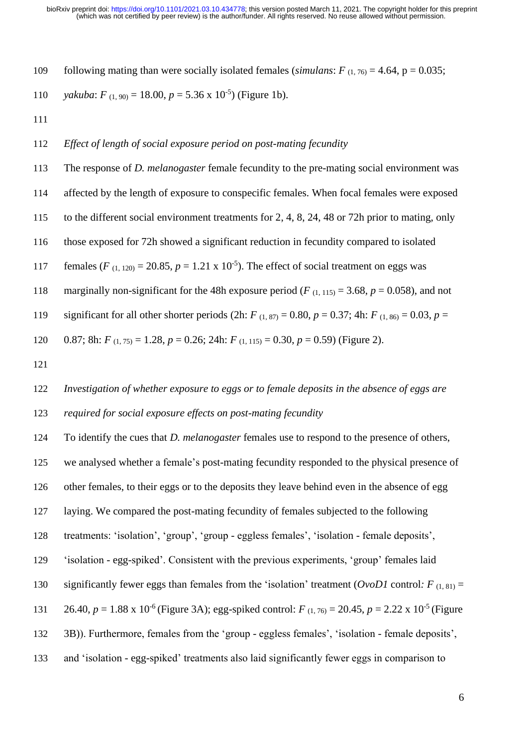following mating than were socially isolated females (*simulans*: $F_{(1, 76)} = 4.64$, p = 0.035; *yakuba*: $F_{(1, 90)} = 18.00$, $p = 5.36 \times 10^{-5}$) (Figure 1b).

*Effect of length of social exposure period on post-mating fecundity*

The response of *D. melanogaster* female fecundity to the pre-mating social environment was affected by the length of exposure to conspecific females. When focal females were exposed to the different social environment treatments for 2, 4, 8, 24, 48 or 72h prior to mating, only those exposed for 72h showed a significant reduction in fecundity compared to isolated females ($F_{(1, 120)} = 20.85$, $p = 1.21 \times 10^{-5}$). The effect of social treatment on eggs was marginally non-significant for the 48h exposure period ($F_{(1, 115)} = 3.68$, $p = 0.058$), and not significant for all other shorter periods (2h: $F_{(1, 87)} = 0.80$, $p = 0.37$; 4h: $F_{(1, 86)} = 0.03$, $p = 0.87$; 8h: $F_{(1, 75)} = 1.28$, $p = 0.26$; 24h: $F_{(1, 115)} = 0.30$, $p = 0.59$) (Figure 2).

*Investigation of whether exposure to eggs or to female deposits in the absence of eggs are required for social exposure effects on post-mating fecundity*

To identify the cues that *D. melanogaster* females use to respond to the presence of others, we analysed whether a female's post-mating fecundity responded to the physical presence of other females, to their eggs or to the deposits they leave behind even in the absence of egg laying. We compared the post-mating fecundity of females subjected to the following treatments: 'isolation', 'group', 'group - eggless females', 'isolation - female deposits', 'isolation - egg-spiked'. Consistent with the previous experiments, 'group' females laid significantly fewer eggs than females from the 'isolation' treatment (*OvoD1* control*:* $F_{(1, 81)} = 26.40$, $p = 1.88 \times 10^{-6}$ (Figure 3A); egg-spiked control: $F_{(1, 76)} = 20.45$, $p = 2.22 \times 10^{-5}$ (Figure 3B)). Furthermore, females from the 'group - eggless females', 'isolation - female deposits', and 'isolation - egg-spiked' treatments also laid significantly fewer eggs in comparison to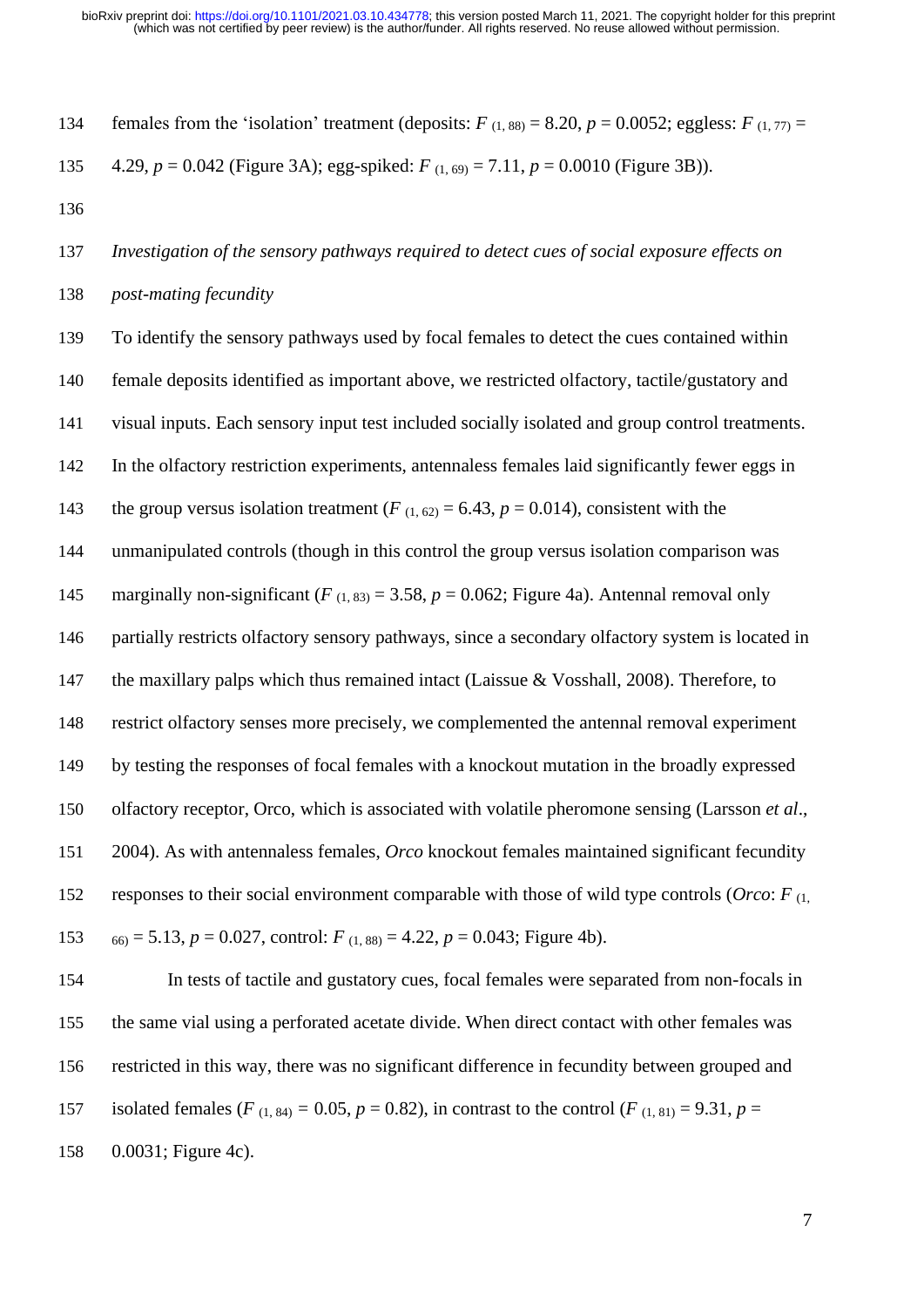females from the 'isolation' treatment (deposits: $F_{(1, 88)} = 8.20$, $p = 0.0052$; eggless: $F_{(1, 77)} = 4.29$, $p = 0.042$ (Figure 3A); egg-spiked: $F_{(1, 69)} = 7.11$, $p = 0.0010$ (Figure 3B)).

*Investigation of the sensory pathways required to detect cues of social exposure effects on post-mating fecundity*

To identify the sensory pathways used by focal females to detect the cues contained within female deposits identified as important above, we restricted olfactory, tactile/gustatory and visual inputs. Each sensory input test included socially isolated and group control treatments. In the olfactory restriction experiments, antennaless females laid significantly fewer eggs in the group versus isolation treatment ($F_{(1, 62)} = 6.43$, $p = 0.014$), consistent with the unmanipulated controls (though in this control the group versus isolation comparison was marginally non-significant ($F_{(1, 83)} = 3.58$, $p = 0.062$; Figure 4a). Antennal removal only partially restricts olfactory sensory pathways, since a secondary olfactory system is located in the maxillary palps which thus remained intact (Laissue & Vosshall, 2008). Therefore, to restrict olfactory senses more precisely, we complemented the antennal removal experiment by testing the responses of focal females with a knockout mutation in the broadly expressed olfactory receptor, Orco, which is associated with volatile pheromone sensing (Larsson *et al*., 2004). As with antennaless females, *Orco* knockout females maintained significant fecundity responses to their social environment comparable with those of wild type controls (*Orco*: $F_{(1, 66)} = 5.13$, $p = 0.027$, control: $F_{(1, 88)} = 4.22$, $p = 0.043$; Figure 4b).

In tests of tactile and gustatory cues, focal females were separated from non-focals in the same vial using a perforated acetate divide. When direct contact with other females was restricted in this way, there was no significant difference in fecundity between grouped and isolated females ($F_{(1, 84)} = 0.05$, $p = 0.82$), in contrast to the control ($F_{(1, 81)} = 9.31$, $p = 0.0031$; Figure 4c).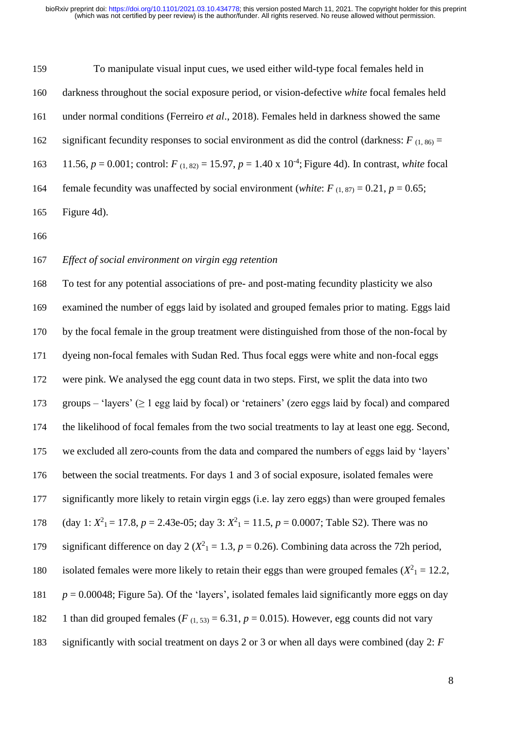To manipulate visual input cues, we used either wild-type focal females held in darkness throughout the social exposure period, or vision-defective *white* focal females held under normal conditions (Ferreiro *et al*., 2018). Females held in darkness showed the same significant fecundity responses to social environment as did the control (darkness: $F_{(1, 86)} = 11.56$, $p = 0.001$; control: $F_{(1, 82)} = 15.97$, $p = 1.40 \times 10^{-4}$; Figure 4d). In contrast, *white* focal female fecundity was unaffected by social environment (*white*: $F_{(1, 87)} = 0.21$, $p = 0.65$; Figure 4d).

### *Effect of social environment on virgin egg retention*

To test for any potential associations of pre- and post-mating fecundity plasticity we also examined the number of eggs laid by isolated and grouped females prior to mating. Eggs laid by the focal female in the group treatment were distinguished from those of the non-focal by dyeing non-focal females with Sudan Red. Thus focal eggs were white and non-focal eggs were pink. We analysed the egg count data in two steps. First, we split the data into two groups – 'layers' (≥ 1 egg laid by focal) or 'retainers' (zero eggs laid by focal) and compared the likelihood of focal females from the two social treatments to lay at least one egg. Second, we excluded all zero-counts from the data and compared the numbers of eggs laid by 'layers' between the social treatments. For days 1 and 3 of social exposure, isolated females were significantly more likely to retain virgin eggs (i.e. lay zero eggs) than were grouped females (day 1: $X^2_1 = 17.8$, $p = 2.43\text{e-}05$; day 3: $X^2_1 = 11.5$, $p = 0.0007$; Table S2). There was no significant difference on day 2 ($X^2_1 = 1.3$, $p = 0.26$). Combining data across the 72h period, isolated females were more likely to retain their eggs than were grouped females ($X^2_1 = 12.2$, $p = 0.00048$; Figure 5a). Of the 'layers', isolated females laid significantly more eggs on day 1 than did grouped females ($F_{(1, 53)} = 6.31$, $p = 0.015$). However, egg counts did not vary significantly with social treatment on days 2 or 3 or when all days were combined (day 2: *F*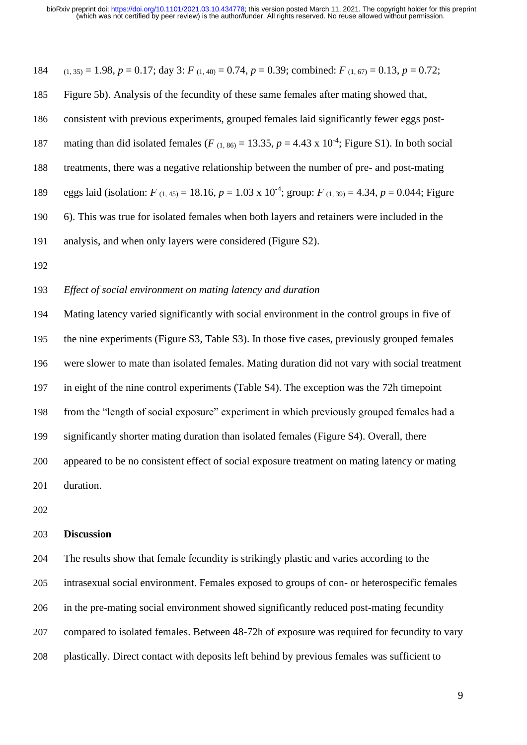$_{(1, 35)} = 1.98$, $p = 0.17$; day 3: $F_{(1, 40)} = 0.74$, $p = 0.39$; combined: $F_{(1, 67)} = 0.13$, $p = 0.72$; Figure 5b). Analysis of the fecundity of these same females after mating showed that, consistent with previous experiments, grouped females laid significantly fewer eggs post-mating than did isolated females ($F_{(1, 86)} = 13.35$, $p = 4.43 \times 10^{-4}$; Figure S1). In both social treatments, there was a negative relationship between the number of pre- and post-mating eggs laid (isolation: $F_{(1, 45)} = 18.16$, $p = 1.03 \times 10^{-4}$; group: $F_{(1, 39)} = 4.34$, $p = 0.044$; Figure 6). This was true for isolated females when both layers and retainers were included in the analysis, and when only layers were considered (Figure S2).

*Effect of social environment on mating latency and duration*

Mating latency varied significantly with social environment in the control groups in five of the nine experiments (Figure S3, Table S3). In those five cases, previously grouped females were slower to mate than isolated females. Mating duration did not vary with social treatment in eight of the nine control experiments (Table S4). The exception was the 72h timepoint from the "length of social exposure" experiment in which previously grouped females had a significantly shorter mating duration than isolated females (Figure S4). Overall, there appeared to be no consistent effect of social exposure treatment on mating latency or mating duration.

## Discussion

The results show that female fecundity is strikingly plastic and varies according to the intrasexual social environment. Females exposed to groups of con- or heterospecific females in the pre-mating social environment showed significantly reduced post-mating fecundity compared to isolated females. Between 48-72h of exposure was required for fecundity to vary plastically. Direct contact with deposits left behind by previous females was sufficient to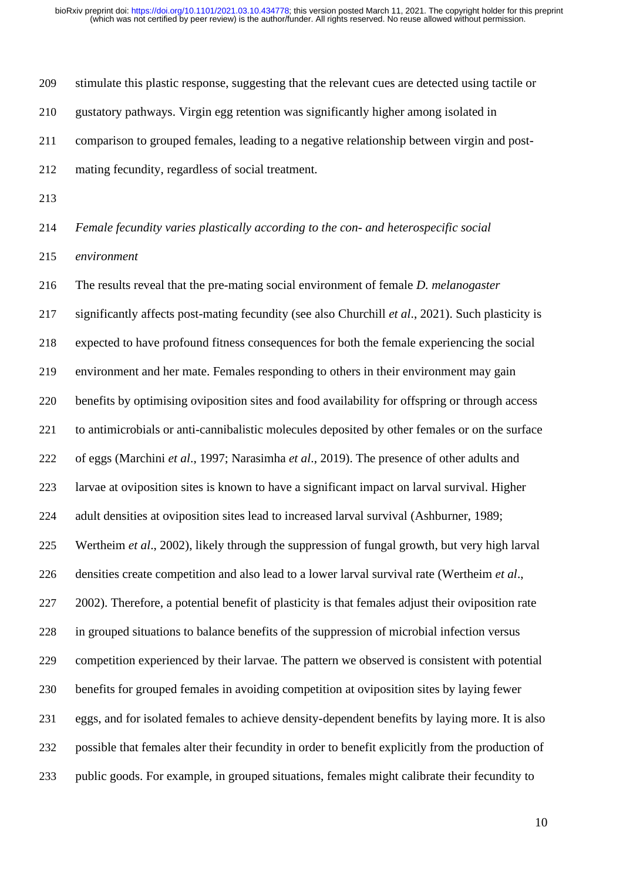stimulate this plastic response, suggesting that the relevant cues are detected using tactile or gustatory pathways. Virgin egg retention was significantly higher among isolated in comparison to grouped females, leading to a negative relationship between virgin and post-mating fecundity, regardless of social treatment.

*Female fecundity varies plastically according to the con- and heterospecific social environment*

The results reveal that the pre-mating social environment of female *D. melanogaster* significantly affects post-mating fecundity (see also Churchill *et al*., 2021). Such plasticity is expected to have profound fitness consequences for both the female experiencing the social environment and her mate. Females responding to others in their environment may gain benefits by optimising oviposition sites and food availability for offspring or through access to antimicrobials or anti-cannibalistic molecules deposited by other females or on the surface of eggs (Marchini *et al*., 1997; Narasimha *et al*., 2019). The presence of other adults and larvae at oviposition sites is known to have a significant impact on larval survival. Higher adult densities at oviposition sites lead to increased larval survival (Ashburner, 1989; Wertheim *et al*., 2002), likely through the suppression of fungal growth, but very high larval densities create competition and also lead to a lower larval survival rate (Wertheim *et al*., 2002). Therefore, a potential benefit of plasticity is that females adjust their oviposition rate in grouped situations to balance benefits of the suppression of microbial infection versus competition experienced by their larvae. The pattern we observed is consistent with potential benefits for grouped females in avoiding competition at oviposition sites by laying fewer eggs, and for isolated females to achieve density-dependent benefits by laying more. It is also possible that females alter their fecundity in order to benefit explicitly from the production of public goods. For example, in grouped situations, females might calibrate their fecundity to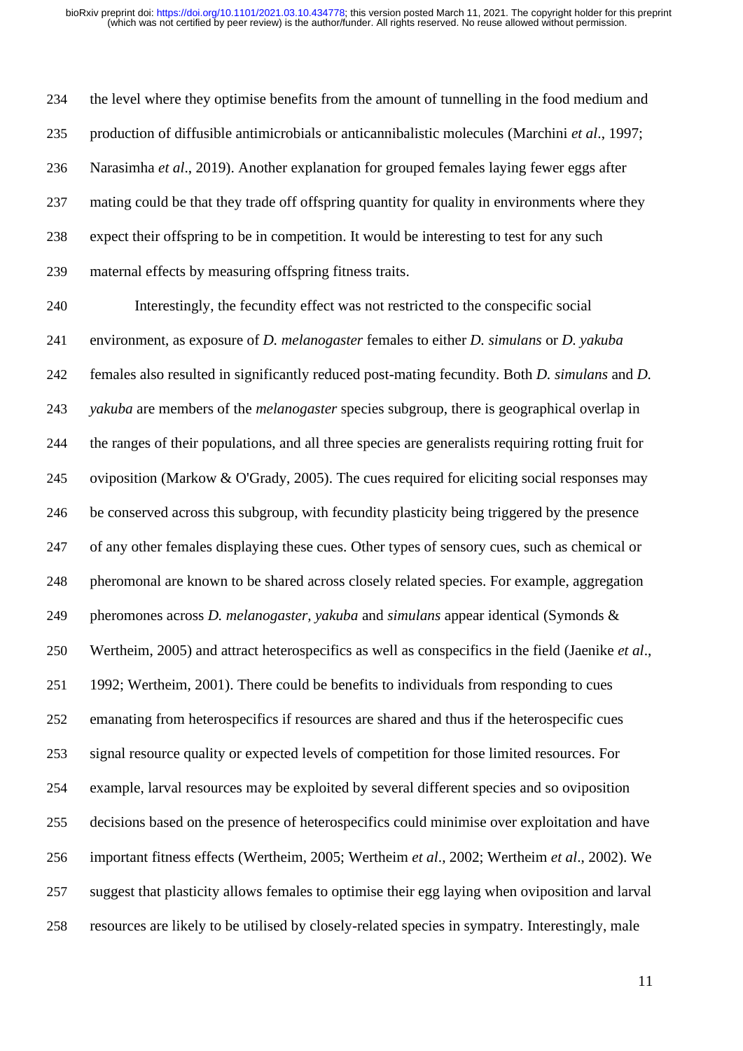the level where they optimise benefits from the amount of tunnelling in the food medium and production of diffusible antimicrobials or anticannibalistic molecules (Marchini *et al*., 1997; Narasimha *et al*., 2019). Another explanation for grouped females laying fewer eggs after mating could be that they trade off offspring quantity for quality in environments where they expect their offspring to be in competition. It would be interesting to test for any such maternal effects by measuring offspring fitness traits.

Interestingly, the fecundity effect was not restricted to the conspecific social environment, as exposure of *D. melanogaster* females to either *D. simulans* or *D. yakuba* females also resulted in significantly reduced post-mating fecundity. Both *D. simulans* and *D. yakuba* are members of the *melanogaster* species subgroup, there is geographical overlap in the ranges of their populations, and all three species are generalists requiring rotting fruit for oviposition (Markow & O'Grady, 2005). The cues required for eliciting social responses may be conserved across this subgroup, with fecundity plasticity being triggered by the presence of any other females displaying these cues. Other types of sensory cues, such as chemical or pheromonal are known to be shared across closely related species. For example, aggregation pheromones across *D. melanogaster, yakuba* and *simulans* appear identical (Symonds & Wertheim, 2005) and attract heterospecifics as well as conspecifics in the field (Jaenike *et al*., 1992; Wertheim, 2001). There could be benefits to individuals from responding to cues emanating from heterospecifics if resources are shared and thus if the heterospecific cues signal resource quality or expected levels of competition for those limited resources. For example, larval resources may be exploited by several different species and so oviposition decisions based on the presence of heterospecifics could minimise over exploitation and have important fitness effects (Wertheim, 2005; Wertheim *et al*., 2002; Wertheim *et al*., 2002). We suggest that plasticity allows females to optimise their egg laying when oviposition and larval resources are likely to be utilised by closely-related species in sympatry. Interestingly, male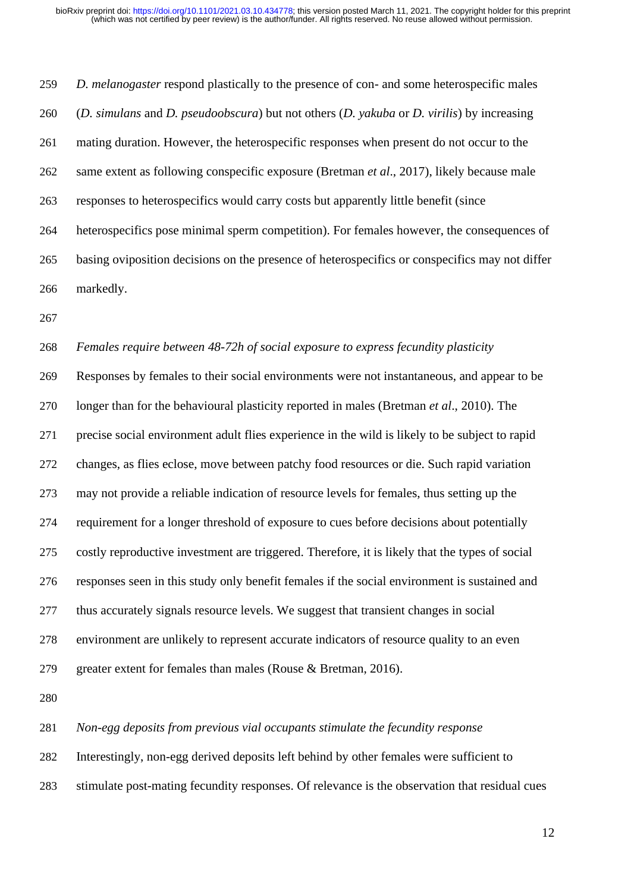*D. melanogaster* respond plastically to the presence of con- and some heterospecific males (*D. simulans* and *D. pseudoobscura*) but not others (*D. yakuba* or *D. virilis*) by increasing mating duration. However, the heterospecific responses when present do not occur to the same extent as following conspecific exposure (Bretman *et al*., 2017), likely because male responses to heterospecifics would carry costs but apparently little benefit (since heterospecifics pose minimal sperm competition). For females however, the consequences of basing oviposition decisions on the presence of heterospecifics or conspecifics may not differ markedly.

*Females require between 48-72h of social exposure to express fecundity plasticity*

Responses by females to their social environments were not instantaneous, and appear to be longer than for the behavioural plasticity reported in males (Bretman *et al*., 2010). The precise social environment adult flies experience in the wild is likely to be subject to rapid changes, as flies eclose, move between patchy food resources or die. Such rapid variation may not provide a reliable indication of resource levels for females, thus setting up the requirement for a longer threshold of exposure to cues before decisions about potentially costly reproductive investment are triggered. Therefore, it is likely that the types of social responses seen in this study only benefit females if the social environment is sustained and thus accurately signals resource levels. We suggest that transient changes in social environment are unlikely to represent accurate indicators of resource quality to an even greater extent for females than males (Rouse & Bretman, 2016).

*Non-egg deposits from previous vial occupants stimulate the fecundity response*

Interestingly, non-egg derived deposits left behind by other females were sufficient to stimulate post-mating fecundity responses. Of relevance is the observation that residual cues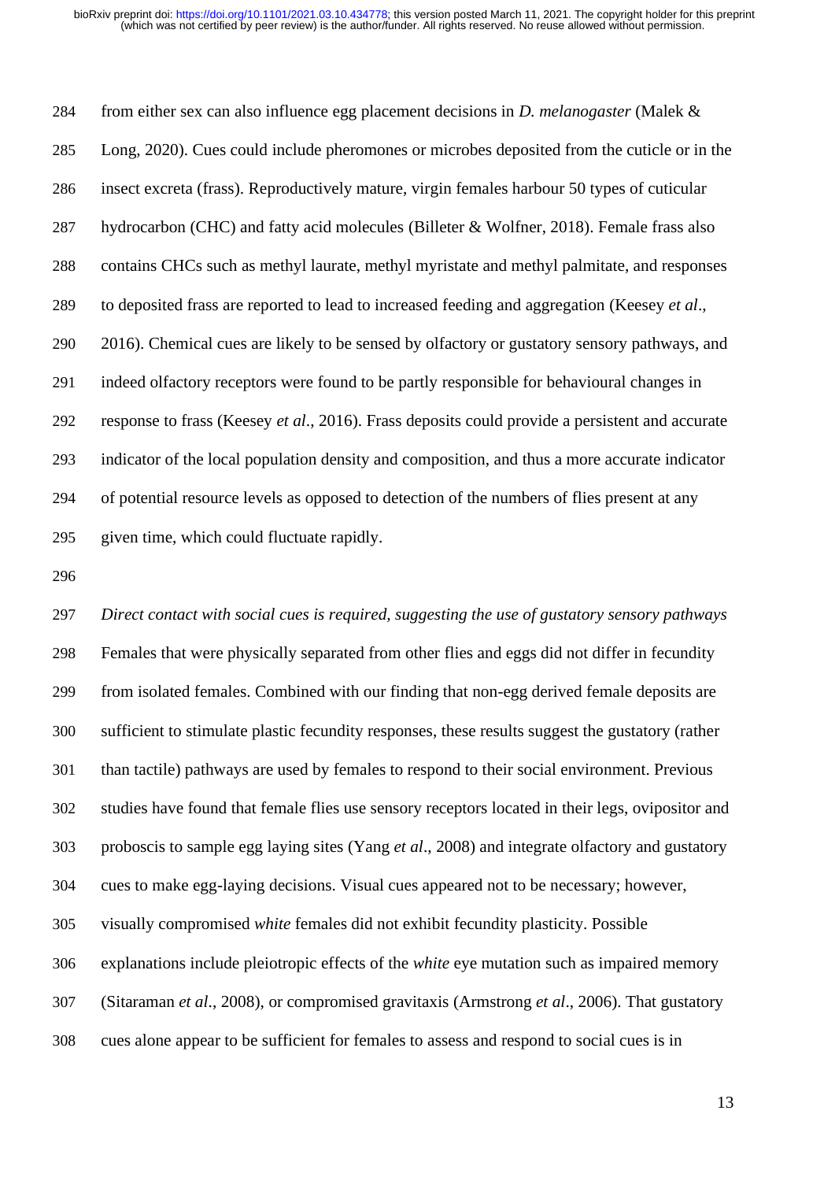from either sex can also influence egg placement decisions in *D. melanogaster* (Malek & Long, 2020). Cues could include pheromones or microbes deposited from the cuticle or in the insect excreta (frass). Reproductively mature, virgin females harbour 50 types of cuticular hydrocarbon (CHC) and fatty acid molecules (Billeter & Wolfner, 2018). Female frass also contains CHCs such as methyl laurate, methyl myristate and methyl palmitate, and responses to deposited frass are reported to lead to increased feeding and aggregation (Keesey *et al*., 2016). Chemical cues are likely to be sensed by olfactory or gustatory sensory pathways, and indeed olfactory receptors were found to be partly responsible for behavioural changes in response to frass (Keesey *et al*., 2016). Frass deposits could provide a persistent and accurate indicator of the local population density and composition, and thus a more accurate indicator of potential resource levels as opposed to detection of the numbers of flies present at any given time, which could fluctuate rapidly.

*Direct contact with social cues is required, suggesting the use of gustatory sensory pathways*

Females that were physically separated from other flies and eggs did not differ in fecundity from isolated females. Combined with our finding that non-egg derived female deposits are sufficient to stimulate plastic fecundity responses, these results suggest the gustatory (rather than tactile) pathways are used by females to respond to their social environment. Previous studies have found that female flies use sensory receptors located in their legs, ovipositor and proboscis to sample egg laying sites (Yang *et al*., 2008) and integrate olfactory and gustatory cues to make egg-laying decisions. Visual cues appeared not to be necessary; however, visually compromised *white* females did not exhibit fecundity plasticity. Possible explanations include pleiotropic effects of the *white* eye mutation such as impaired memory (Sitaraman *et al*., 2008), or compromised gravitaxis (Armstrong *et al*., 2006). That gustatory cues alone appear to be sufficient for females to assess and respond to social cues is in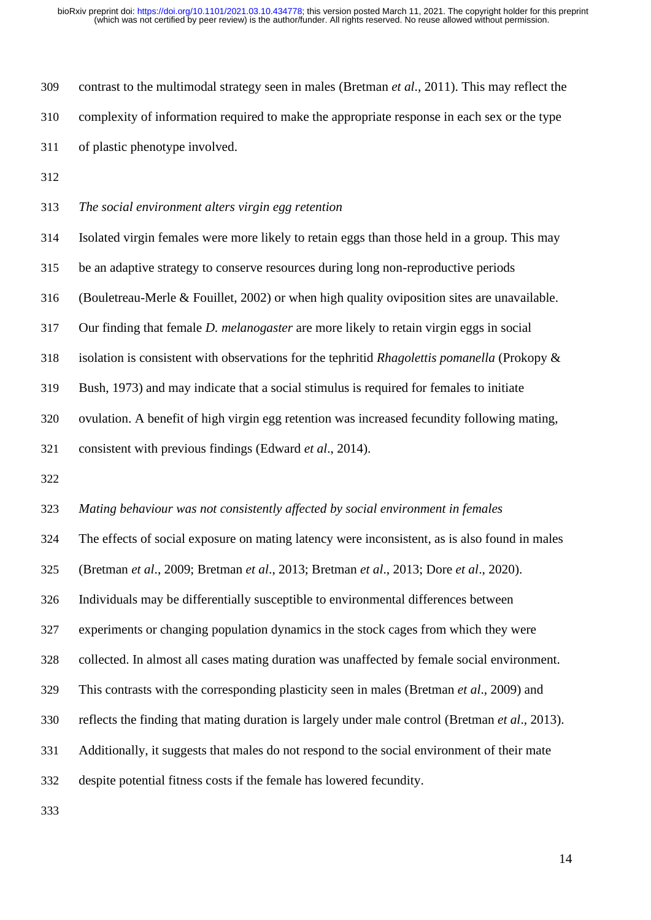contrast to the multimodal strategy seen in males (Bretman *et al*., 2011). This may reflect the complexity of information required to make the appropriate response in each sex or the type of plastic phenotype involved.

*The social environment alters virgin egg retention*

Isolated virgin females were more likely to retain eggs than those held in a group. This may be an adaptive strategy to conserve resources during long non-reproductive periods (Bouletreau-Merle & Fouillet, 2002) or when high quality oviposition sites are unavailable. Our finding that female *D. melanogaster* are more likely to retain virgin eggs in social isolation is consistent with observations for the tephritid *Rhagolettis pomanella* (Prokopy & Bush, 1973) and may indicate that a social stimulus is required for females to initiate ovulation. A benefit of high virgin egg retention was increased fecundity following mating, consistent with previous findings (Edward *et al*., 2014).

*Mating behaviour was not consistently affected by social environment in females*

The effects of social exposure on mating latency were inconsistent, as is also found in males (Bretman *et al*., 2009; Bretman *et al*., 2013; Bretman *et al*., 2013; Dore *et al*., 2020). Individuals may be differentially susceptible to environmental differences between experiments or changing population dynamics in the stock cages from which they were collected. In almost all cases mating duration was unaffected by female social environment. This contrasts with the corresponding plasticity seen in males (Bretman *et al*., 2009) and reflects the finding that mating duration is largely under male control (Bretman *et al*., 2013). Additionally, it suggests that males do not respond to the social environment of their mate despite potential fitness costs if the female has lowered fecundity.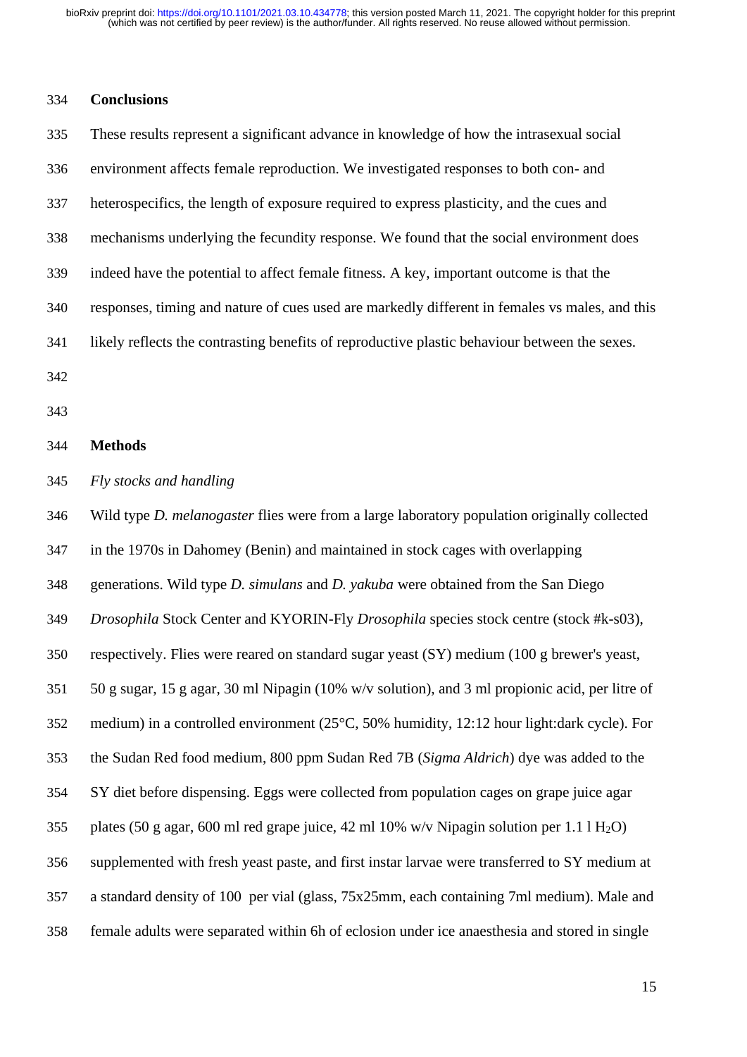## Conclusions

These results represent a significant advance in knowledge of how the intrasexual social environment affects female reproduction. We investigated responses to both con- and heterospecifics, the length of exposure required to express plasticity, and the cues and mechanisms underlying the fecundity response. We found that the social environment does indeed have the potential to affect female fitness. A key, important outcome is that the responses, timing and nature of cues used are markedly different in females vs males, and this likely reflects the contrasting benefits of reproductive plastic behaviour between the sexes.

## Methods

*Fly stocks and handling*

Wild type *D. melanogaster* flies were from a large laboratory population originally collected in the 1970s in Dahomey (Benin) and maintained in stock cages with overlapping generations. Wild type *D. simulans* and *D. yakuba* were obtained from the San Diego *Drosophila* Stock Center and KYORIN-Fly *Drosophila* species stock centre (stock #k-s03), respectively. Flies were reared on standard sugar yeast (SY) medium (100 g brewer's yeast, 50 g sugar, 15 g agar, 30 ml Nipagin (10% w/v solution), and 3 ml propionic acid, per litre of medium) in a controlled environment (25°C, 50% humidity, 12:12 hour light:dark cycle). For the Sudan Red food medium, 800 ppm Sudan Red 7B (*Sigma Aldrich*) dye was added to the SY diet before dispensing. Eggs were collected from population cages on grape juice agar plates (50 g agar, 600 ml red grape juice, 42 ml 10% w/v Nipagin solution per 1.1 l $H_2O$) supplemented with fresh yeast paste, and first instar larvae were transferred to SY medium at a standard density of 100 per vial (glass, 75x25mm, each containing 7ml medium). Male and female adults were separated within 6h of eclosion under ice anaesthesia and stored in single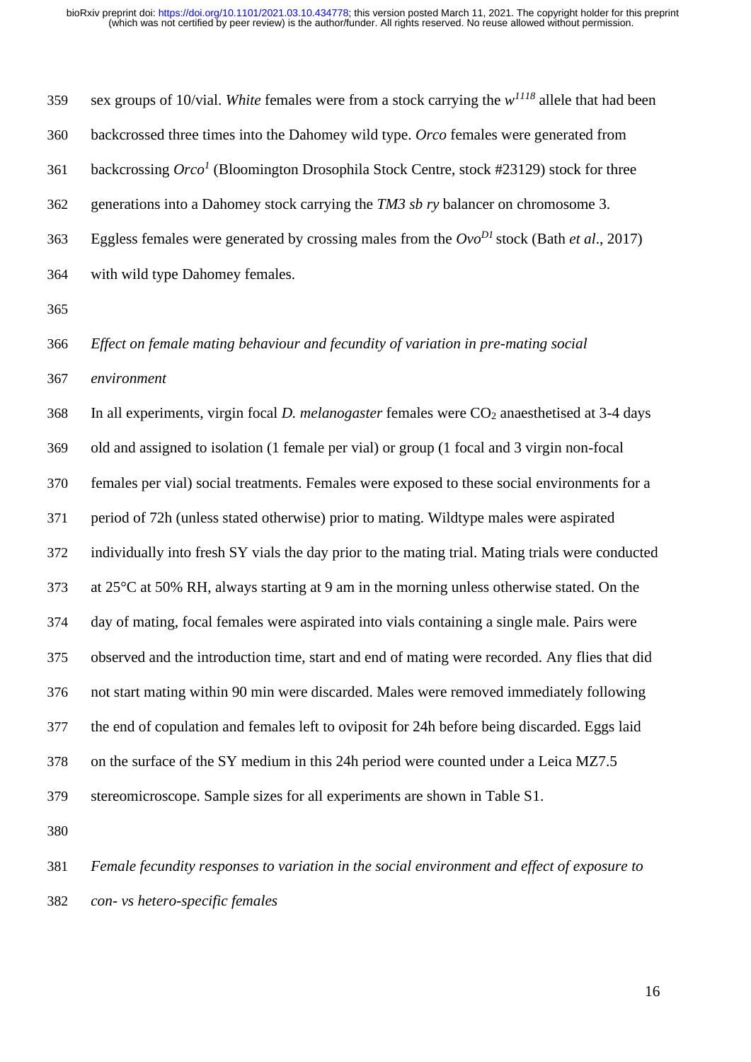sex groups of 10/vial. *White* females were from a stock carrying the $w^{1118}$ allele that had been backcrossed three times into the Dahomey wild type. *Orco* females were generated from backcrossing $Orco^{1}$ (Bloomington Drosophila Stock Centre, stock #23129) stock for three generations into a Dahomey stock carrying the *TM3 sb ry* balancer on chromosome 3. Eggless females were generated by crossing males from the $Ovo^{D1}$ stock (Bath *et al*., 2017) with wild type Dahomey females.

*Effect on female mating behaviour and fecundity of variation in pre-mating social environment*

In all experiments, virgin focal *D. melanogaster* females were $CO_2$ anaesthetised at 3-4 days old and assigned to isolation (1 female per vial) or group (1 focal and 3 virgin non-focal females per vial) social treatments. Females were exposed to these social environments for a period of 72h (unless stated otherwise) prior to mating. Wildtype males were aspirated individually into fresh SY vials the day prior to the mating trial. Mating trials were conducted at 25°C at 50% RH, always starting at 9 am in the morning unless otherwise stated. On the day of mating, focal females were aspirated into vials containing a single male. Pairs were observed and the introduction time, start and end of mating were recorded. Any flies that did not start mating within 90 min were discarded. Males were removed immediately following the end of copulation and females left to oviposit for 24h before being discarded. Eggs laid on the surface of the SY medium in this 24h period were counted under a Leica MZ7.5 stereomicroscope. Sample sizes for all experiments are shown in Table S1.

*Female fecundity responses to variation in the social environment and effect of exposure to con- vs hetero-specific females*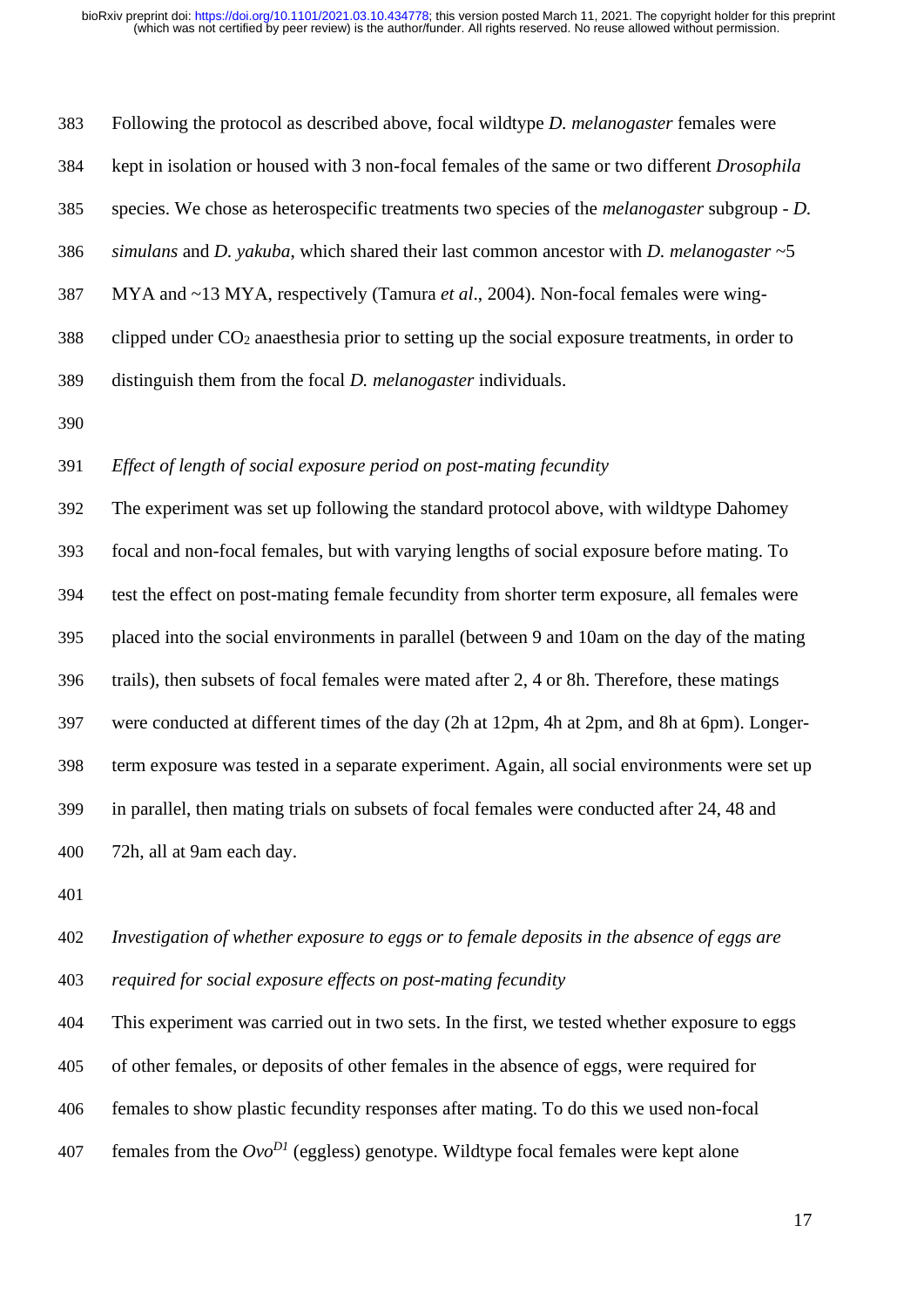Following the protocol as described above, focal wildtype *D. melanogaster* females were kept in isolation or housed with 3 non-focal females of the same or two different *Drosophila* species. We chose as heterospecific treatments two species of the *melanogaster* subgroup - *D. simulans* and *D. yakuba*, which shared their last common ancestor with *D. melanogaster* ~5 MYA and ~13 MYA, respectively (Tamura *et al*., 2004). Non-focal females were wing-clipped under $CO_2$ anaesthesia prior to setting up the social exposure treatments, in order to distinguish them from the focal *D. melanogaster* individuals.

*Effect of length of social exposure period on post-mating fecundity*

The experiment was set up following the standard protocol above, with wildtype Dahomey focal and non-focal females, but with varying lengths of social exposure before mating. To test the effect on post-mating female fecundity from shorter term exposure, all females were placed into the social environments in parallel (between 9 and 10am on the day of the mating trails), then subsets of focal females were mated after 2, 4 or 8h. Therefore, these matings were conducted at different times of the day (2h at 12pm, 4h at 2pm, and 8h at 6pm). Longer-term exposure was tested in a separate experiment. Again, all social environments were set up in parallel, then mating trials on subsets of focal females were conducted after 24, 48 and 72h, all at 9am each day.

*Investigation of whether exposure to eggs or to female deposits in the absence of eggs are required for social exposure effects on post-mating fecundity*

This experiment was carried out in two sets. In the first, we tested whether exposure to eggs of other females, or deposits of other females in the absence of eggs, were required for females to show plastic fecundity responses after mating. To do this we used non-focal females from the *Ovo*$^{D1}$ (eggless) genotype. Wildtype focal females were kept alone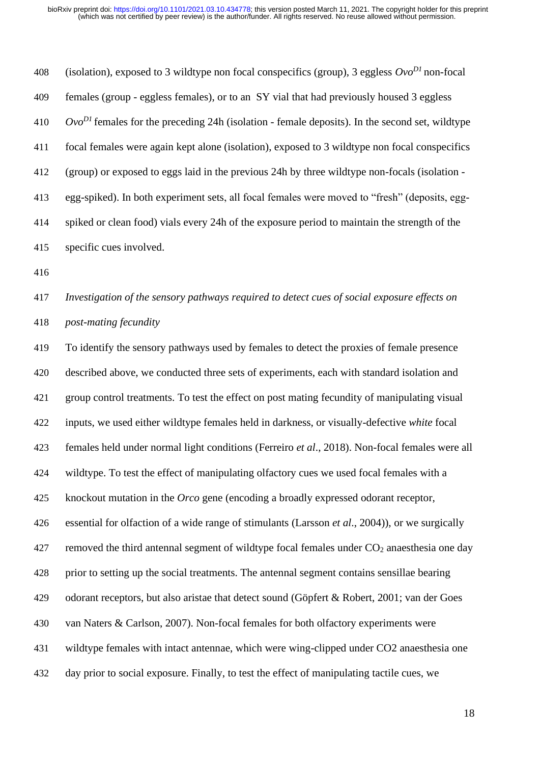(isolation), exposed to 3 wildtype non focal conspecifics (group), 3 eggless $Ovo^{D1}$ non-focal females (group - eggless females), or to an SY vial that had previously housed 3 eggless $Ovo^{D1}$ females for the preceding 24h (isolation - female deposits). In the second set, wildtype focal females were again kept alone (isolation), exposed to 3 wildtype non focal conspecifics (group) or exposed to eggs laid in the previous 24h by three wildtype non-focals (isolation - egg-spiked). In both experiment sets, all focal females were moved to "fresh" (deposits, egg-spiked or clean food) vials every 24h of the exposure period to maintain the strength of the specific cues involved.

*Investigation of the sensory pathways required to detect cues of social exposure effects on post-mating fecundity*

To identify the sensory pathways used by females to detect the proxies of female presence described above, we conducted three sets of experiments, each with standard isolation and group control treatments. To test the effect on post mating fecundity of manipulating visual inputs, we used either wildtype females held in darkness, or visually-defective *white* focal females held under normal light conditions (Ferreiro *et al*., 2018). Non-focal females were all wildtype. To test the effect of manipulating olfactory cues we used focal females with a knockout mutation in the *Orco* gene (encoding a broadly expressed odorant receptor, essential for olfaction of a wide range of stimulants (Larsson *et al*., 2004)), or we surgically removed the third antennal segment of wildtype focal females under $CO_2$ anaesthesia one day prior to setting up the social treatments. The antennal segment contains sensillae bearing odorant receptors, but also aristae that detect sound (Göpfert & Robert, 2001; van der Goes van Naters & Carlson, 2007). Non-focal females for both olfactory experiments were wildtype females with intact antennae, which were wing-clipped under CO2 anaesthesia one day prior to social exposure. Finally, to test the effect of manipulating tactile cues, we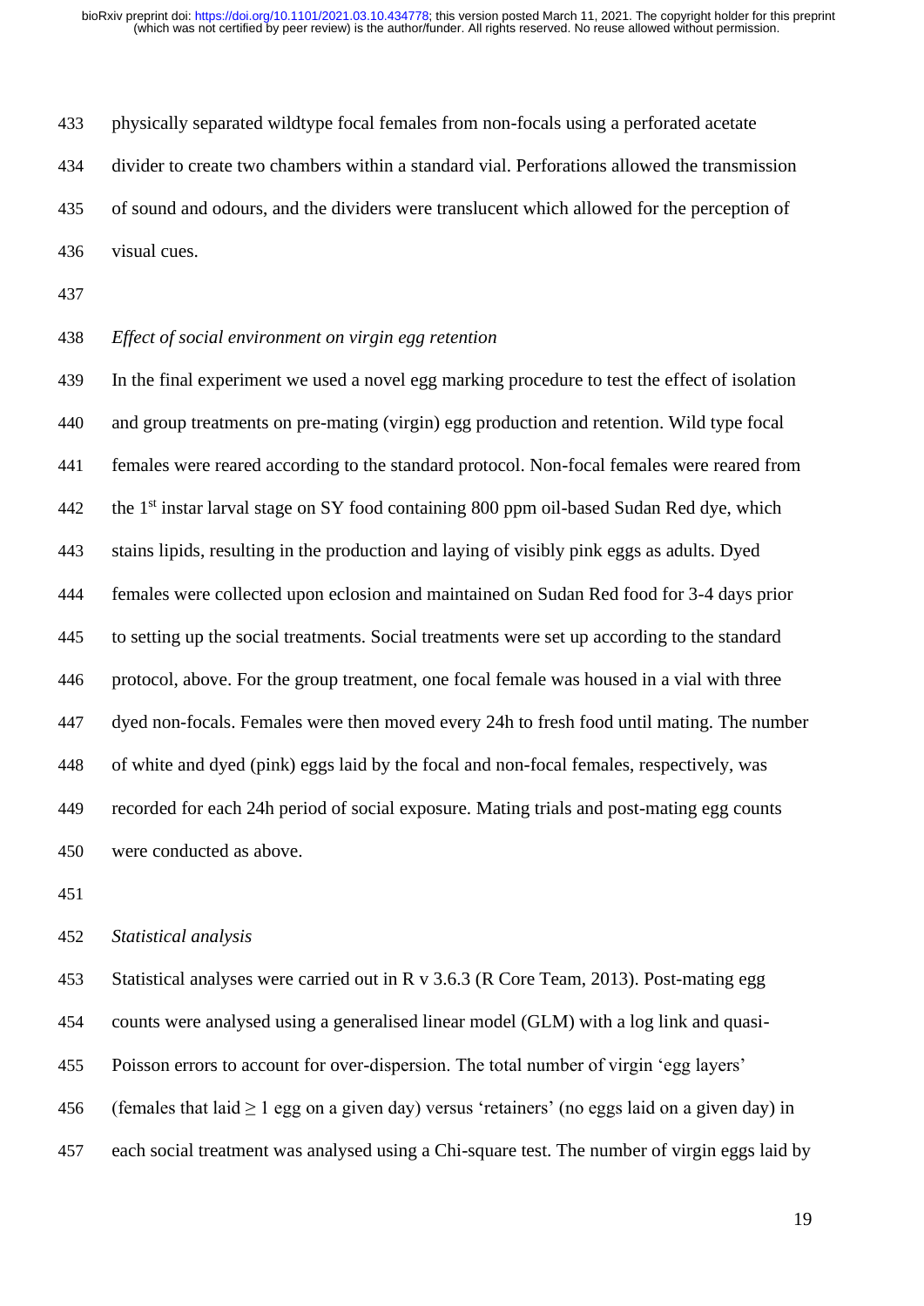physically separated wildtype focal females from non-focals using a perforated acetate divider to create two chambers within a standard vial. Perforations allowed the transmission of sound and odours, and the dividers were translucent which allowed for the perception of visual cues.

*Effect of social environment on virgin egg retention*

In the final experiment we used a novel egg marking procedure to test the effect of isolation and group treatments on pre-mating (virgin) egg production and retention. Wild type focal females were reared according to the standard protocol. Non-focal females were reared from the 1st instar larval stage on SY food containing 800 ppm oil-based Sudan Red dye, which stains lipids, resulting in the production and laying of visibly pink eggs as adults. Dyed females were collected upon eclosion and maintained on Sudan Red food for 3-4 days prior to setting up the social treatments. Social treatments were set up according to the standard protocol, above. For the group treatment, one focal female was housed in a vial with three dyed non-focals. Females were then moved every 24h to fresh food until mating. The number of white and dyed (pink) eggs laid by the focal and non-focal females, respectively, was recorded for each 24h period of social exposure. Mating trials and post-mating egg counts were conducted as above.

*Statistical analysis*

Statistical analyses were carried out in R v 3.6.3 (R Core Team, 2013). Post-mating egg counts were analysed using a generalised linear model (GLM) with a log link and quasi-Poisson errors to account for over-dispersion. The total number of virgin 'egg layers' (females that laid $\geq 1$ egg on a given day) versus 'retainers' (no eggs laid on a given day) in each social treatment was analysed using a Chi-square test. The number of virgin eggs laid by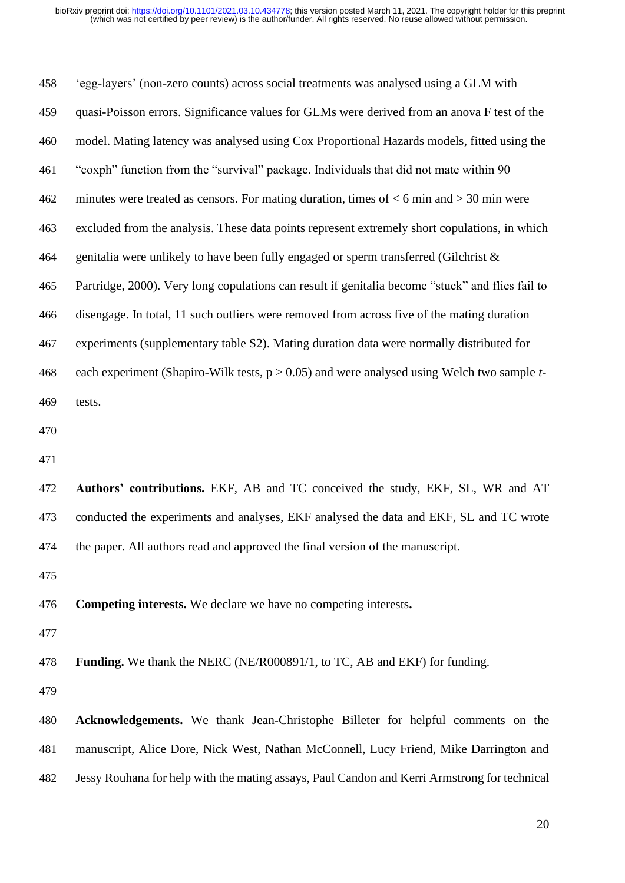'egg-layers' (non-zero counts) across social treatments was analysed using a GLM with quasi-Poisson errors. Significance values for GLMs were derived from an anova F test of the model. Mating latency was analysed using Cox Proportional Hazards models, fitted using the "coxph" function from the "survival" package. Individuals that did not mate within 90 minutes were treated as censors. For mating duration, times of $< 6$ min and $> 30$ min were excluded from the analysis. These data points represent extremely short copulations, in which genitalia were unlikely to have been fully engaged or sperm transferred (Gilchrist & Partridge, 2000). Very long copulations can result if genitalia become "stuck" and flies fail to disengage. In total, 11 such outliers were removed from across five of the mating duration experiments (supplementary table S2). Mating duration data were normally distributed for each experiment (Shapiro-Wilk tests, $p > 0.05$) and were analysed using Welch two sample *t*-tests.

**Authors' contributions.** EKF, AB and TC conceived the study, EKF, SL, WR and AT conducted the experiments and analyses, EKF analysed the data and EKF, SL and TC wrote the paper. All authors read and approved the final version of the manuscript.

**Competing interests.** We declare we have no competing interests**.**

**Funding.** We thank the NERC (NE/R000891/1, to TC, AB and EKF) for funding.

**Acknowledgements.** We thank Jean-Christophe Billeter for helpful comments on the manuscript, Alice Dore, Nick West, Nathan McConnell, Lucy Friend, Mike Darrington and Jessy Rouhana for help with the mating assays, Paul Candon and Kerri Armstrong for technical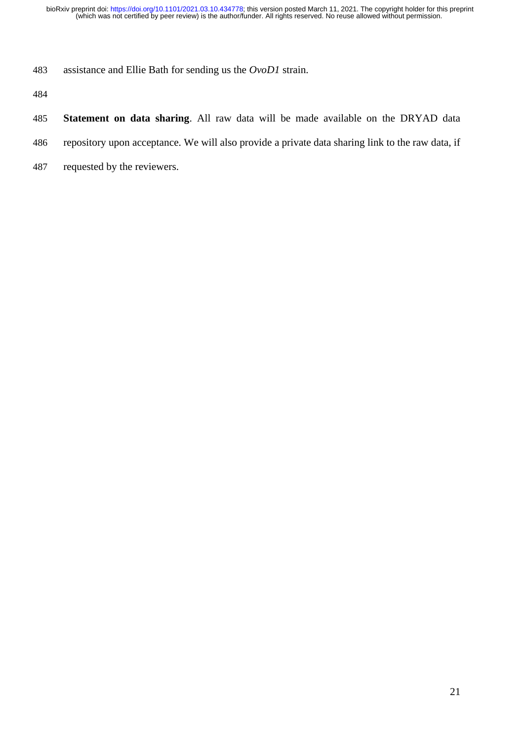assistance and Ellie Bath for sending us the *OvoD1* strain.

**Statement on data sharing**. All raw data will be made available on the DRYAD data repository upon acceptance. We will also provide a private data sharing link to the raw data, if requested by the reviewers.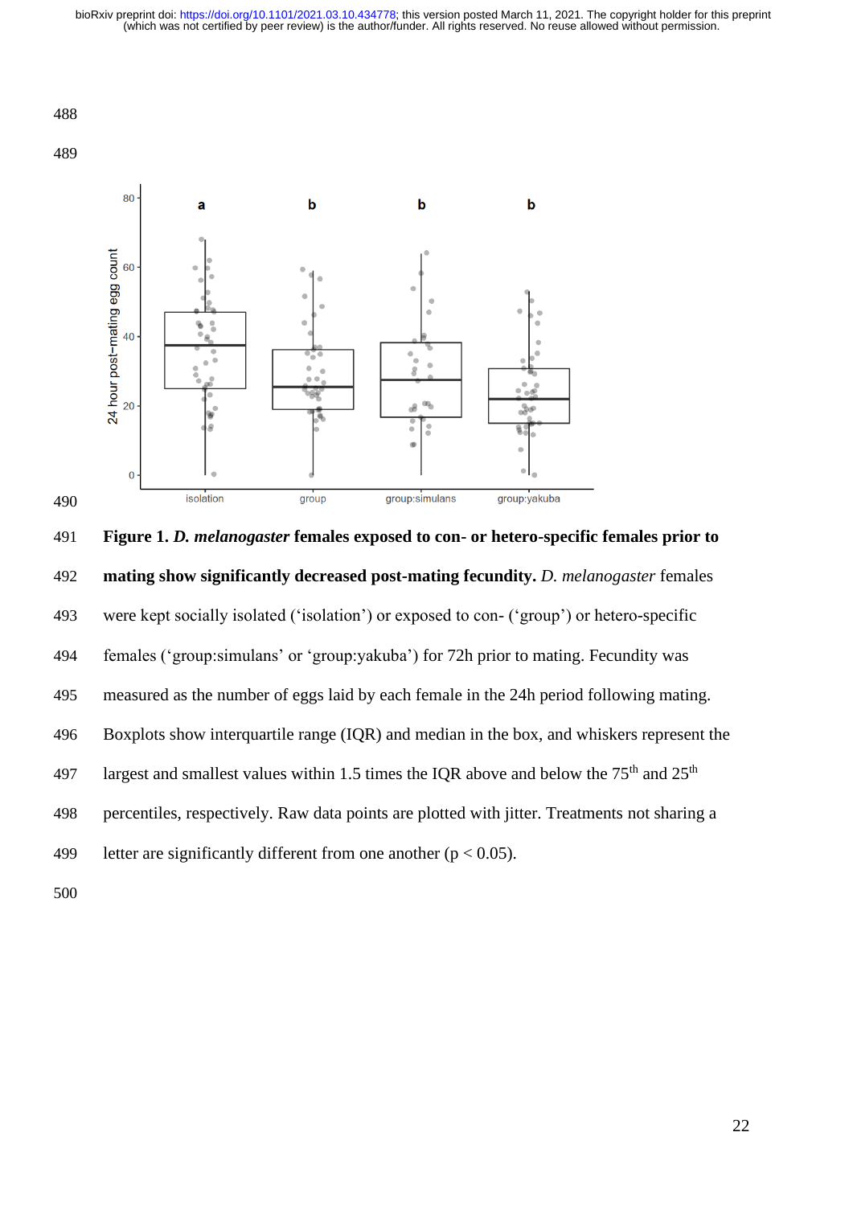**Figure 1.** ***D. melanogaster*** **females exposed to con- or hetero-specific females prior to mating show significantly decreased post-mating fecundity.** *D. melanogaster* females were kept socially isolated ('isolation') or exposed to con- ('group') or hetero-specific females ('group:simulans' or 'group:yakuba') for 72h prior to mating. Fecundity was measured as the number of eggs laid by each female in the 24h period following mating. Boxplots show interquartile range (IQR) and median in the box, and whiskers represent the largest and smallest values within 1.5 times the IQR above and below the 75th and 25th percentiles, respectively. Raw data points are plotted with jitter. Treatments not sharing a letter are significantly different from one another ($p < 0.05$).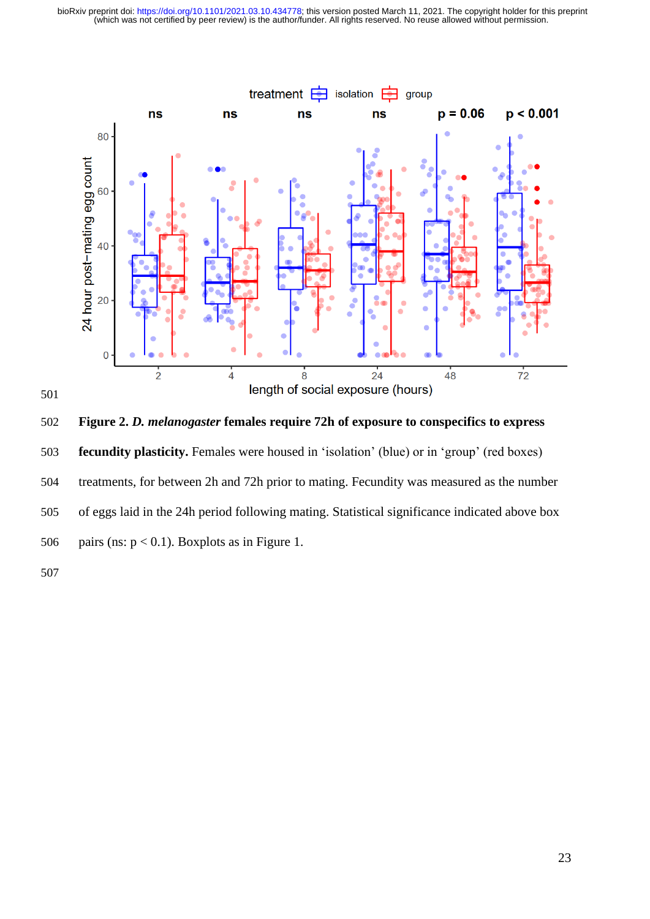**Figure 2. *D. melanogaster* females require 72h of exposure to conspecifics to express fecundity plasticity.** Females were housed in ‘isolation’ (blue) or in ‘group’ (red boxes) treatments, for between 2h and 72h prior to mating. Fecundity was measured as the number of eggs laid in the 24h period following mating. Statistical significance indicated above box pairs (ns: $p < 0.1$). Boxplots as in Figure 1.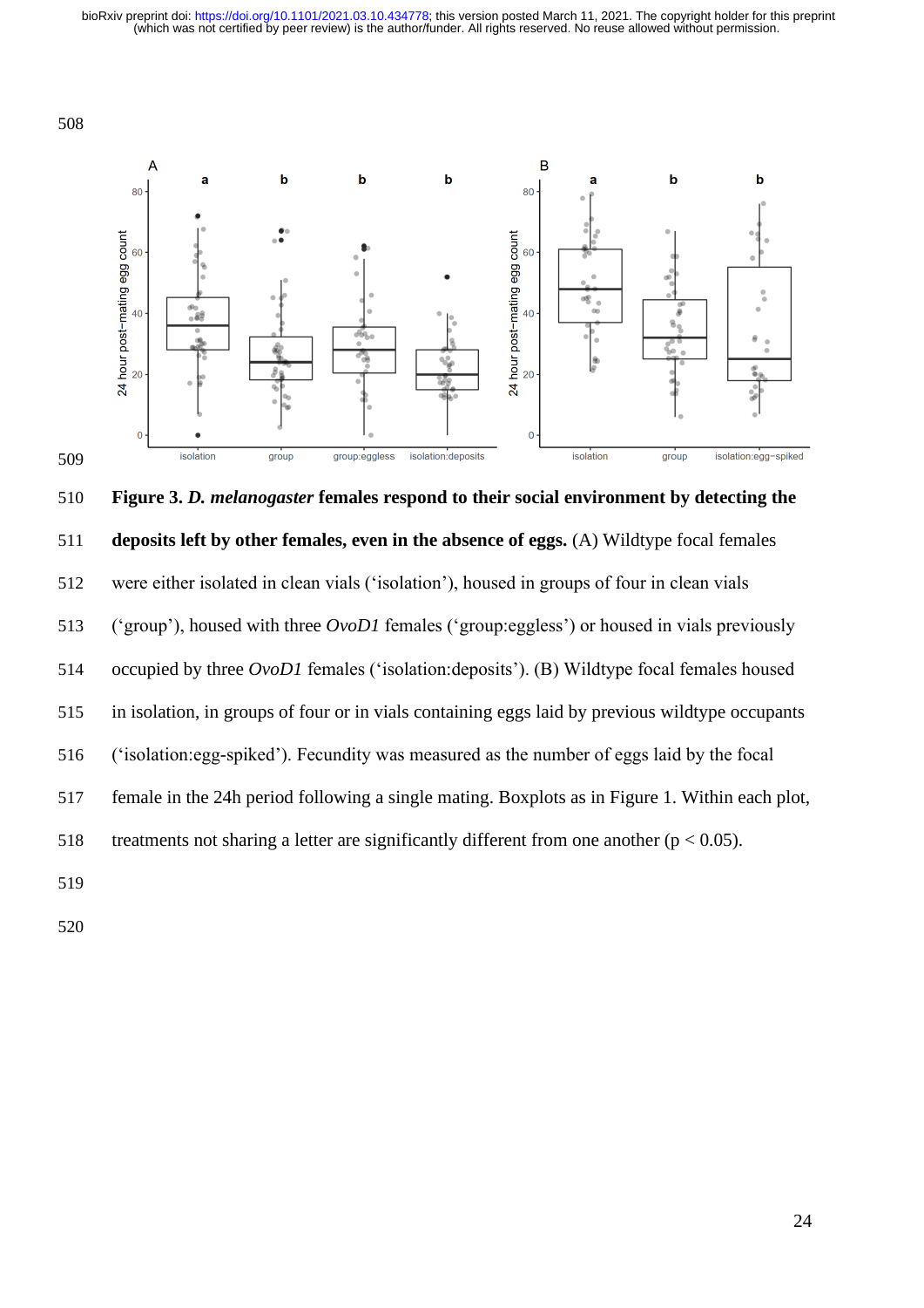**Figure 3. *D. melanogaster* females respond to their social environment by detecting the deposits left by other females, even in the absence of eggs.** (A) Wildtype focal females were either isolated in clean vials ('isolation'), housed in groups of four in clean vials ('group'), housed with three *OvoD1* females ('group:eggless') or housed in vials previously occupied by three *OvoD1* females ('isolation:deposits'). (B) Wildtype focal females housed in isolation, in groups of four or in vials containing eggs laid by previous wildtype occupants ('isolation:egg-spiked'). Fecundity was measured as the number of eggs laid by the focal female in the 24h period following a single mating. Boxplots as in Figure 1. Within each plot, treatments not sharing a letter are significantly different from one another ($p < 0.05$).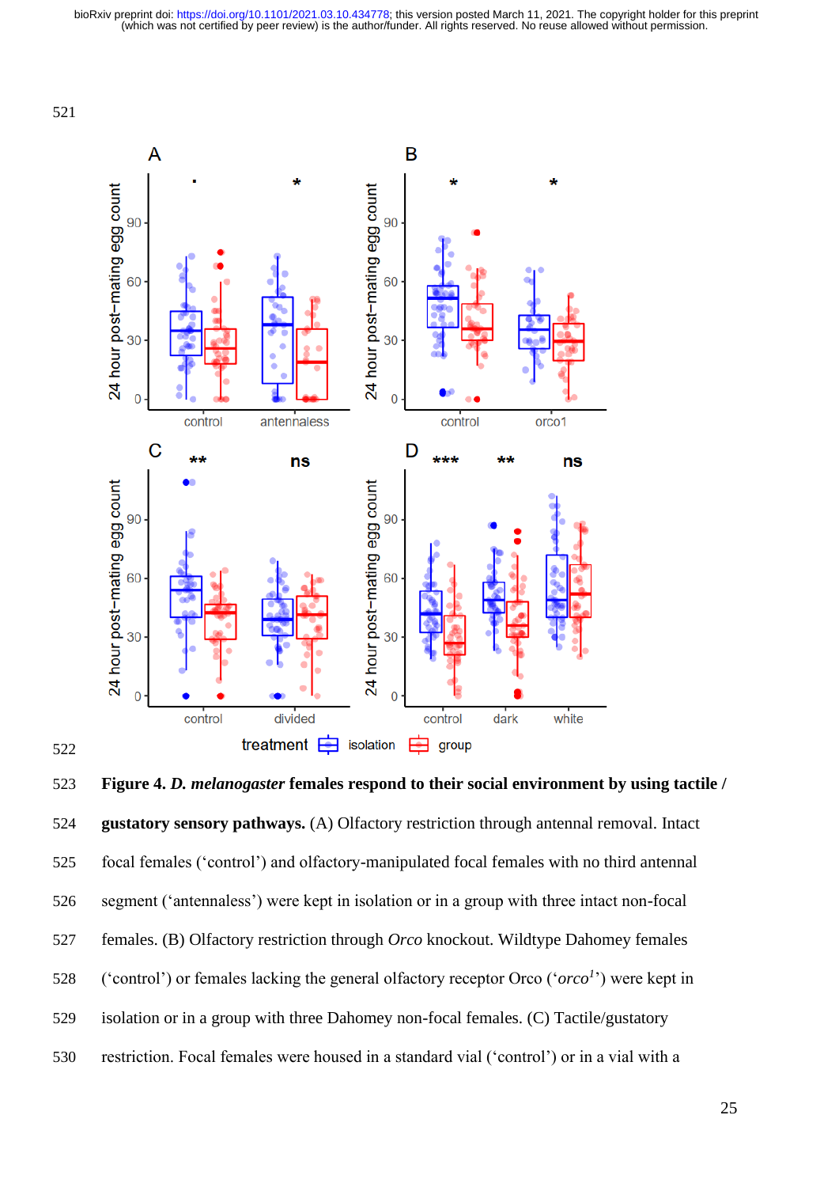**Figure 4. *D. melanogaster* females respond to their social environment by using tactile / gustatory sensory pathways.** (A) Olfactory restriction through antennal removal. Intact focal females ('control') and olfactory-manipulated focal females with no third antennal segment ('antennaless') were kept in isolation or in a group with three intact non-focal females. (B) Olfactory restriction through *Orco* knockout. Wildtype Dahomey females ('control') or females lacking the general olfactory receptor Orco ('*orco*[1]') were kept in isolation or in a group with three Dahomey non-focal females. (C) Tactile/gustatory restriction. Focal females were housed in a standard vial ('control') or in a vial with a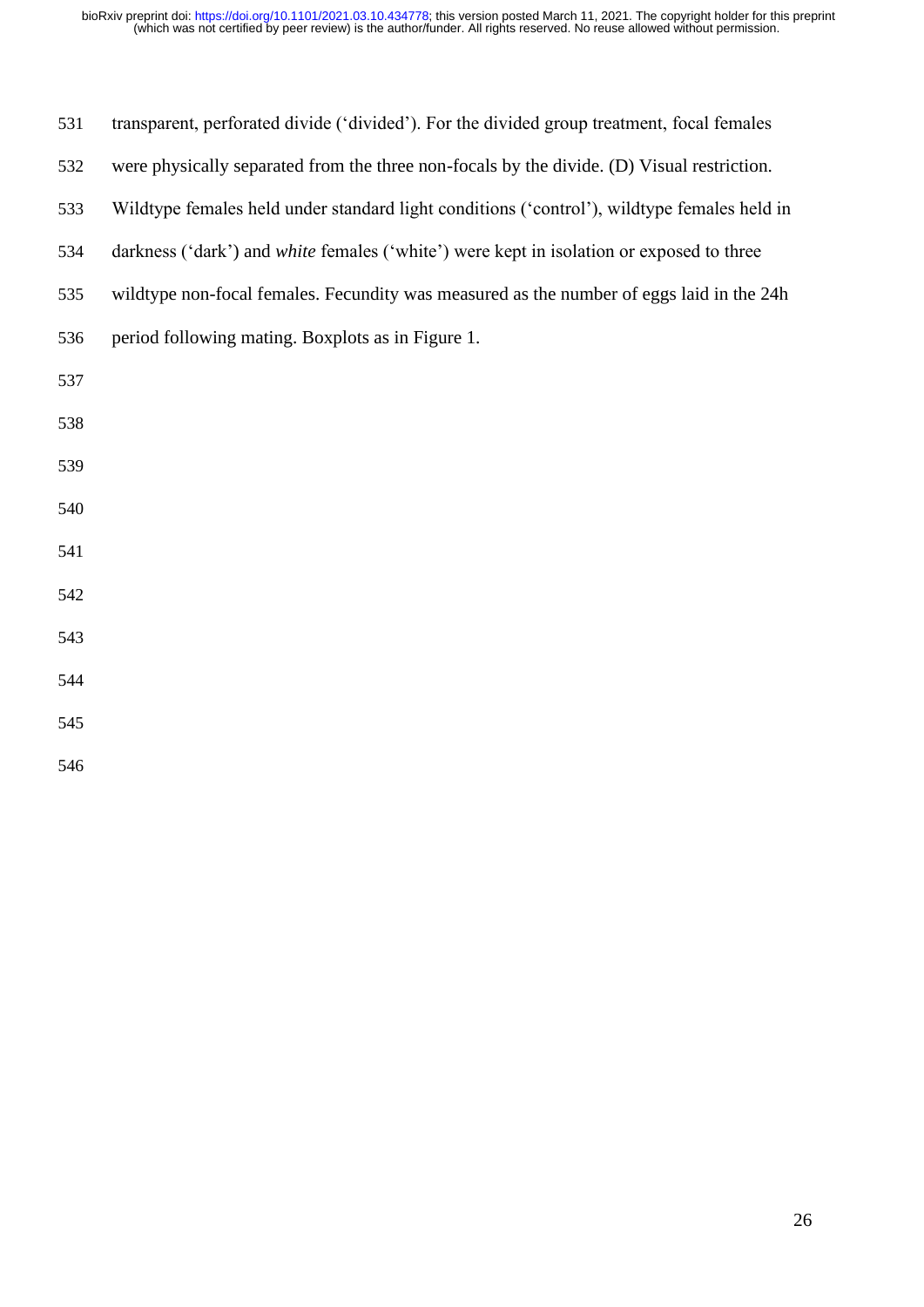transparent, perforated divide ('divided'). For the divided group treatment, focal females were physically separated from the three non-focals by the divide. (D) Visual restriction. Wildtype females held under standard light conditions ('control'), wildtype females held in darkness ('dark') and *white* females ('white') were kept in isolation or exposed to three wildtype non-focal females. Fecundity was measured as the number of eggs laid in the 24h period following mating. Boxplots as in Figure 1.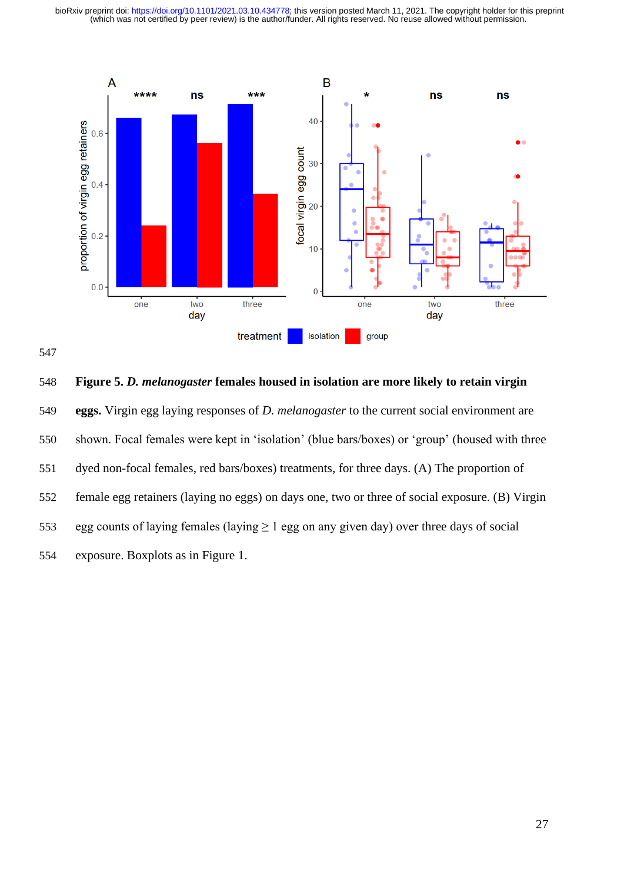**Figure 5. *D. melanogaster* females housed in isolation are more likely to retain virgin eggs.** Virgin egg laying responses of *D. melanogaster* to the current social environment are shown. Focal females were kept in 'isolation' (blue bars/boxes) or 'group' (housed with three dyed non-focal females, red bars/boxes) treatments, for three days. (A) The proportion of female egg retainers (laying no eggs) on days one, two or three of social exposure. (B) Virgin egg counts of laying females (laying $\geq 1$ egg on any given day) over three days of social exposure. Boxplots as in Figure 1.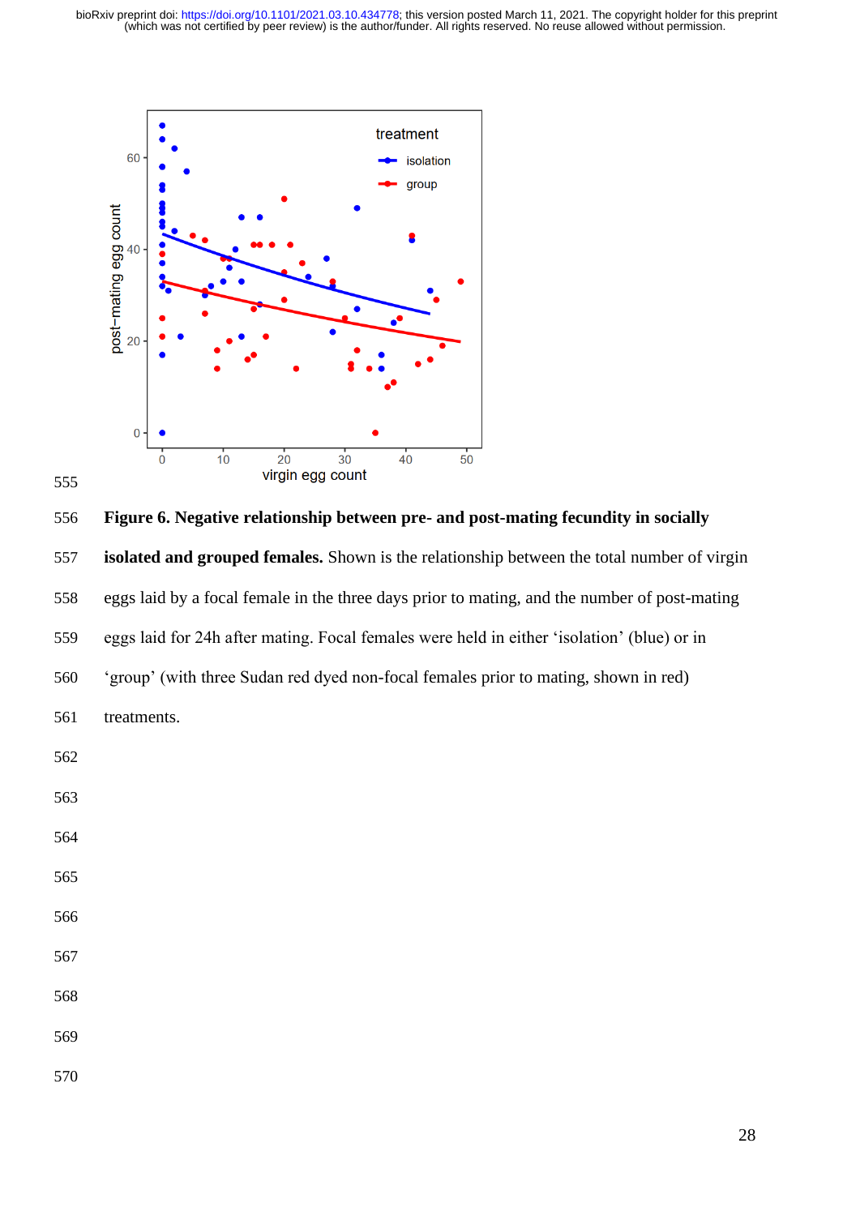**Figure 6. Negative relationship between pre- and post-mating fecundity in socially isolated and grouped females.** Shown is the relationship between the total number of virgin eggs laid by a focal female in the three days prior to mating, and the number of post-mating eggs laid for 24h after mating. Focal females were held in either 'isolation' (blue) or in 'group' (with three Sudan red dyed non-focal females prior to mating, shown in red) treatments.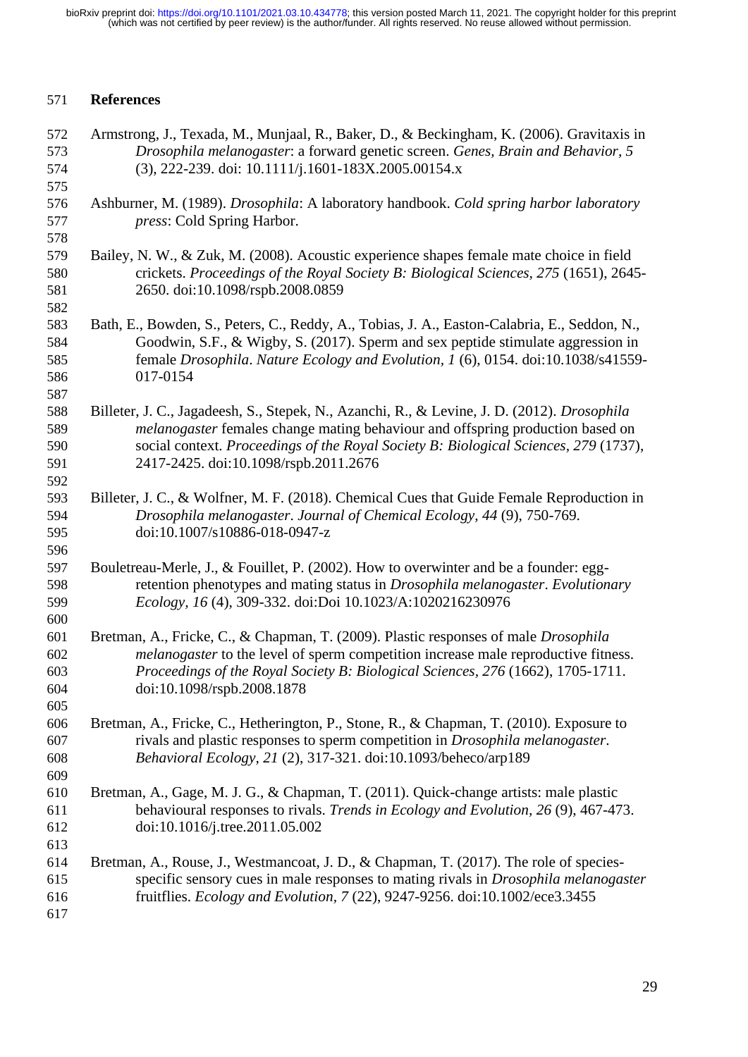# References

Armstrong, J., Texada, M., Munjaal, R., Baker, D., & Beckingham, K. (2006). Gravitaxis in *Drosophila melanogaster*: a forward genetic screen. *Genes, Brain and Behavior, 5* (3), 222-239. doi: 10.1111/j.1601-183X.2005.00154.x

Ashburner, M. (1989). *Drosophila*: A laboratory handbook. *Cold spring harbor laboratory press*: Cold Spring Harbor.

Bailey, N. W., & Zuk, M. (2008). Acoustic experience shapes female mate choice in field crickets. *Proceedings of the Royal Society B: Biological Sciences, 275* (1651), 2645-2650. doi:10.1098/rspb.2008.0859

Bath, E., Bowden, S., Peters, C., Reddy, A., Tobias, J. A., Easton-Calabria, E., Seddon, N., Goodwin, S.F., & Wigby, S. (2017). Sperm and sex peptide stimulate aggression in female *Drosophila*. *Nature Ecology and Evolution, 1* (6), 0154. doi:10.1038/s41559-017-0154

Billeter, J. C., Jagadeesh, S., Stepek, N., Azanchi, R., & Levine, J. D. (2012). *Drosophila melanogaster* females change mating behaviour and offspring production based on social context. *Proceedings of the Royal Society B: Biological Sciences, 279* (1737), 2417-2425. doi:10.1098/rspb.2011.2676

Billeter, J. C., & Wolfner, M. F. (2018). Chemical Cues that Guide Female Reproduction in *Drosophila melanogaster*. *Journal of Chemical Ecology, 44* (9), 750-769. doi:10.1007/s10886-018-0947-z

Bouletreau-Merle, J., & Fouillet, P. (2002). How to overwinter and be a founder: egg-retention phenotypes and mating status in *Drosophila melanogaster*. *Evolutionary Ecology, 16* (4), 309-332. doi:Doi 10.1023/A:1020216230976

Bretman, A., Fricke, C., & Chapman, T. (2009). Plastic responses of male *Drosophila melanogaster* to the level of sperm competition increase male reproductive fitness. *Proceedings of the Royal Society B: Biological Sciences, 276* (1662), 1705-1711. doi:10.1098/rspb.2008.1878

Bretman, A., Fricke, C., Hetherington, P., Stone, R., & Chapman, T. (2010). Exposure to rivals and plastic responses to sperm competition in *Drosophila melanogaster*. *Behavioral Ecology, 21* (2), 317-321. doi:10.1093/beheco/arp189

Bretman, A., Gage, M. J. G., & Chapman, T. (2011). Quick-change artists: male plastic behavioural responses to rivals. *Trends in Ecology and Evolution, 26* (9), 467-473. doi:10.1016/j.tree.2011.05.002

Bretman, A., Rouse, J., Westmancoat, J. D., & Chapman, T. (2017). The role of species-specific sensory cues in male responses to mating rivals in *Drosophila melanogaster* fruitflies. *Ecology and Evolution, 7* (22), 9247-9256. doi:10.1002/ece3.3455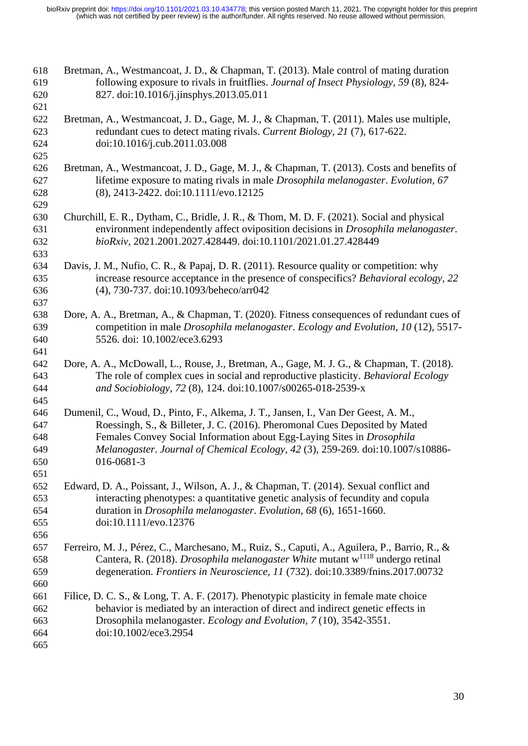Bretman, A., Westmancoat, J. D., & Chapman, T. (2013). Male control of mating duration following exposure to rivals in fruitflies. *Journal of Insect Physiology, 59* (8), 824-827. doi:10.1016/j.jinsphys.2013.05.011

Bretman, A., Westmancoat, J. D., Gage, M. J., & Chapman, T. (2011). Males use multiple, redundant cues to detect mating rivals. *Current Biology, 21* (7), 617-622. doi:10.1016/j.cub.2011.03.008

Bretman, A., Westmancoat, J. D., Gage, M. J., & Chapman, T. (2013). Costs and benefits of lifetime exposure to mating rivals in male *Drosophila melanogaster*. *Evolution, 67* (8), 2413-2422. doi:10.1111/evo.12125

Churchill, E. R., Dytham, C., Bridle, J. R., & Thom, M. D. F. (2021). Social and physical environment independently affect oviposition decisions in *Drosophila melanogaster*. *bioRxiv*, 2021.2001.2027.428449. doi:10.1101/2021.01.27.428449

Davis, J. M., Nufio, C. R., & Papaj, D. R. (2011). Resource quality or competition: why increase resource acceptance in the presence of conspecifics? *Behavioral ecology, 22* (4), 730-737. doi:10.1093/beheco/arr042

Dore, A. A., Bretman, A., & Chapman, T. (2020). Fitness consequences of redundant cues of competition in male *Drosophila melanogaster*. *Ecology and Evolution, 10* (12), 5517-5526. doi: 10.1002/ece3.6293

Dore, A. A., McDowall, L., Rouse, J., Bretman, A., Gage, M. J. G., & Chapman, T. (2018). The role of complex cues in social and reproductive plasticity. *Behavioral Ecology and Sociobiology, 72* (8), 124. doi:10.1007/s00265-018-2539-x

Dumenil, C., Woud, D., Pinto, F., Alkema, J. T., Jansen, I., Van Der Geest, A. M., Roessingh, S., & Billeter, J. C. (2016). Pheromonal Cues Deposited by Mated Females Convey Social Information about Egg-Laying Sites in *Drosophila Melanogaster*. *Journal of Chemical Ecology, 42* (3), 259-269. doi:10.1007/s10886-016-0681-3

Edward, D. A., Poissant, J., Wilson, A. J., & Chapman, T. (2014). Sexual conflict and interacting phenotypes: a quantitative genetic analysis of fecundity and copula duration in *Drosophila melanogaster*. *Evolution, 68* (6), 1651-1660. doi:10.1111/evo.12376

Ferreiro, M. J., Pérez, C., Marchesano, M., Ruiz, S., Caputi, A., Aguilera, P., Barrio, R., & Cantera, R. (2018). *Drosophila melanogaster White* mutant $w^{1118}$ undergo retinal degeneration. *Frontiers in Neuroscience, 11* (732). doi:10.3389/fnins.2017.00732

Filice, D. C. S., & Long, T. A. F. (2017). Phenotypic plasticity in female mate choice behavior is mediated by an interaction of direct and indirect genetic effects in Drosophila melanogaster. *Ecology and Evolution, 7* (10), 3542-3551. doi:10.1002/ece3.2954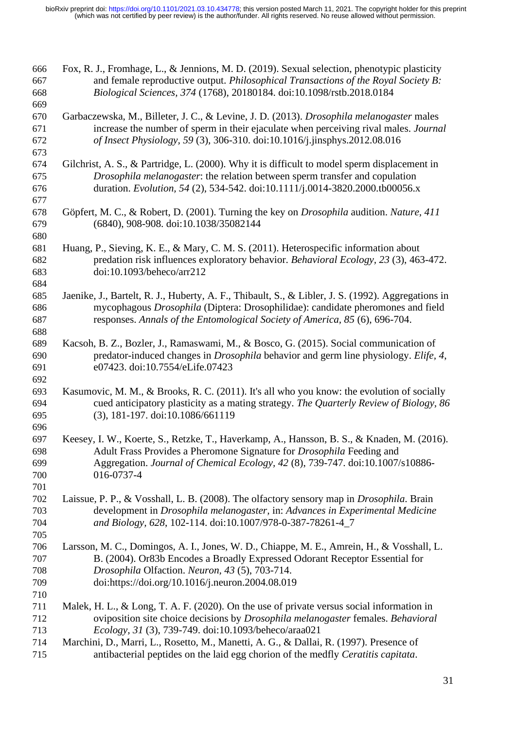Fox, R. J., Fromhage, L., & Jennions, M. D. (2019). Sexual selection, phenotypic plasticity and female reproductive output. *Philosophical Transactions of the Royal Society B: Biological Sciences, 374* (1768), 20180184. doi:10.1098/rstb.2018.0184

Garbaczewska, M., Billeter, J. C., & Levine, J. D. (2013). *Drosophila melanogaster* males increase the number of sperm in their ejaculate when perceiving rival males. *Journal of Insect Physiology, 59* (3), 306-310. doi:10.1016/j.jinsphys.2012.08.016

Gilchrist, A. S., & Partridge, L. (2000). Why it is difficult to model sperm displacement in *Drosophila melanogaster*: the relation between sperm transfer and copulation duration. *Evolution, 54* (2), 534-542. doi:10.1111/j.0014-3820.2000.tb00056.x

Göpfert, M. C., & Robert, D. (2001). Turning the key on *Drosophila* audition. *Nature, 411* (6840), 908-908. doi:10.1038/35082144

Huang, P., Sieving, K. E., & Mary, C. M. S. (2011). Heterospecific information about predation risk influences exploratory behavior. *Behavioral Ecology, 23* (3), 463-472. doi:10.1093/beheco/arr212

Jaenike, J., Bartelt, R. J., Huberty, A. F., Thibault, S., & Libler, J. S. (1992). Aggregations in mycophagous *Drosophila* (Diptera: Drosophilidae): candidate pheromones and field responses. *Annals of the Entomological Society of America, 85* (6), 696-704.

Kacsoh, B. Z., Bozler, J., Ramaswami, M., & Bosco, G. (2015). Social communication of predator-induced changes in *Drosophila* behavior and germ line physiology. *Elife, 4*, e07423. doi:10.7554/eLife.07423

Kasumovic, M. M., & Brooks, R. C. (2011). It's all who you know: the evolution of socially cued anticipatory plasticity as a mating strategy. *The Quarterly Review of Biology, 86* (3), 181-197. doi:10.1086/661119

Keesey, I. W., Koerte, S., Retzke, T., Haverkamp, A., Hansson, B. S., & Knaden, M. (2016). Adult Frass Provides a Pheromone Signature for *Drosophila* Feeding and Aggregation. *Journal of Chemical Ecology, 42* (8), 739-747. doi:10.1007/s10886-016-0737-4

Laissue, P. P., & Vosshall, L. B. (2008). The olfactory sensory map in *Drosophila*. Brain development in *Drosophila melanogaster*, in: *Advances in Experimental Medicine and Biology, 628*, 102-114. doi:10.1007/978-0-387-78261-4_7

Larsson, M. C., Domingos, A. I., Jones, W. D., Chiappe, M. E., Amrein, H., & Vosshall, L. B. (2004). Or83b Encodes a Broadly Expressed Odorant Receptor Essential for *Drosophila* Olfaction. *Neuron, 43* (5), 703-714. doi:https://doi.org/10.1016/j.neuron.2004.08.019

Malek, H. L., & Long, T. A. F. (2020). On the use of private versus social information in oviposition site choice decisions by *Drosophila melanogaster* females. *Behavioral Ecology, 31* (3), 739-749. doi:10.1093/beheco/araa021

Marchini, D., Marri, L., Rosetto, M., Manetti, A. G., & Dallai, R. (1997). Presence of antibacterial peptides on the laid egg chorion of the medfly *Ceratitis capitata*.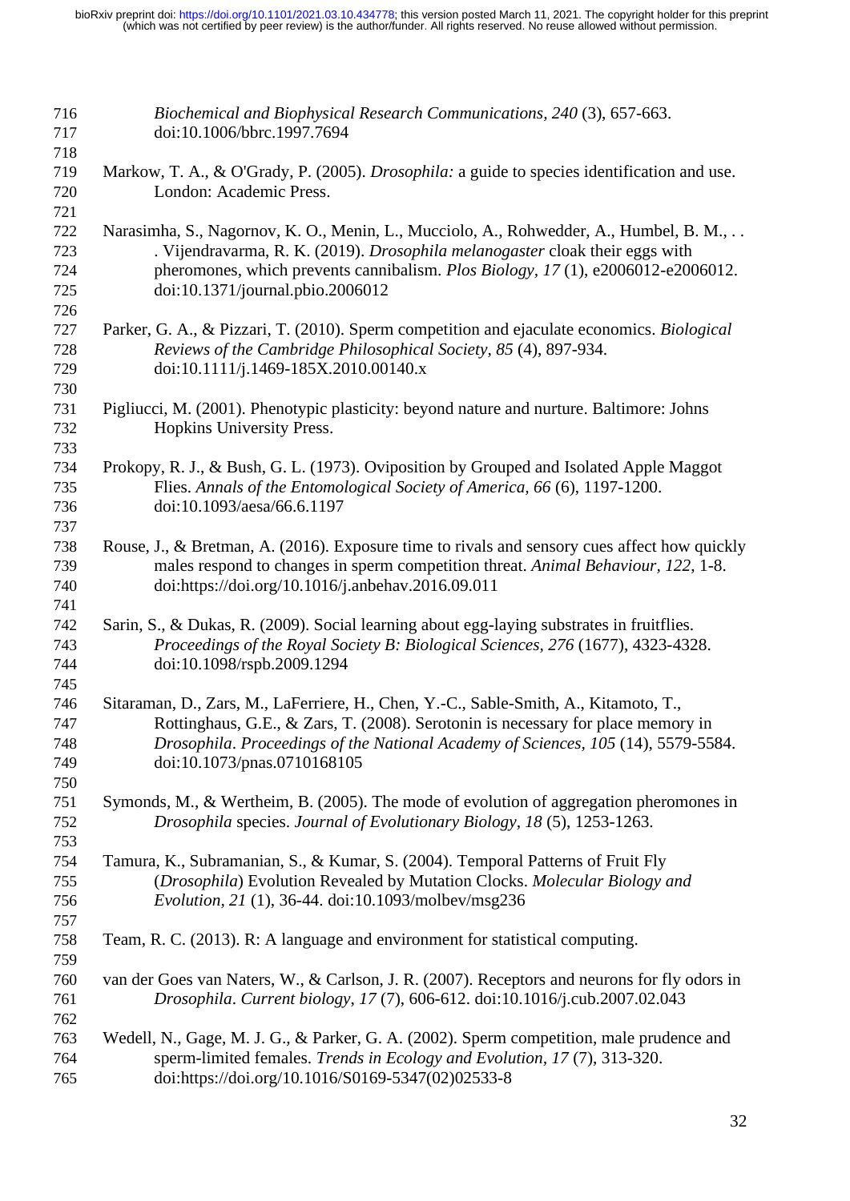*Biochemical and Biophysical Research Communications, 240* (3), 657-663. doi:10.1006/bbrc.1997.7694

Markow, T. A., & O'Grady, P. (2005). *Drosophila:* a guide to species identification and use. London: Academic Press.

Narasimha, S., Nagornov, K. O., Menin, L., Mucciolo, A., Rohwedder, A., Humbel, B. M., . . . Vijendravarma, R. K. (2019). *Drosophila melanogaster* cloak their eggs with pheromones, which prevents cannibalism. *Plos Biology, 17* (1), e2006012-e2006012. doi:10.1371/journal.pbio.2006012

Parker, G. A., & Pizzari, T. (2010). Sperm competition and ejaculate economics. *Biological Reviews of the Cambridge Philosophical Society, 85* (4), 897-934. doi:10.1111/j.1469-185X.2010.00140.x

Pigliucci, M. (2001). Phenotypic plasticity: beyond nature and nurture. Baltimore: Johns Hopkins University Press.

Prokopy, R. J., & Bush, G. L. (1973). Oviposition by Grouped and Isolated Apple Maggot Flies. *Annals of the Entomological Society of America, 66* (6), 1197-1200. doi:10.1093/aesa/66.6.1197

Rouse, J., & Bretman, A. (2016). Exposure time to rivals and sensory cues affect how quickly males respond to changes in sperm competition threat. *Animal Behaviour, 122,* 1-8. doi:https://doi.org/10.1016/j.anbehav.2016.09.011

Sarin, S., & Dukas, R. (2009). Social learning about egg-laying substrates in fruitflies. *Proceedings of the Royal Society B: Biological Sciences, 276* (1677), 4323-4328. doi:10.1098/rspb.2009.1294

Sitaraman, D., Zars, M., LaFerriere, H., Chen, Y.-C., Sable-Smith, A., Kitamoto, T., Rottinghaus, G.E., & Zars, T. (2008). Serotonin is necessary for place memory in *Drosophila*. *Proceedings of the National Academy of Sciences, 105* (14), 5579-5584. doi:10.1073/pnas.0710168105

Symonds, M., & Wertheim, B. (2005). The mode of evolution of aggregation pheromones in *Drosophila* species. *Journal of Evolutionary Biology, 18* (5), 1253-1263.

Tamura, K., Subramanian, S., & Kumar, S. (2004). Temporal Patterns of Fruit Fly (*Drosophila*) Evolution Revealed by Mutation Clocks. *Molecular Biology and Evolution, 21* (1), 36-44. doi:10.1093/molbev/msg236

Team, R. C. (2013). R: A language and environment for statistical computing.

van der Goes van Naters, W., & Carlson, J. R. (2007). Receptors and neurons for fly odors in *Drosophila*. *Current biology, 17* (7), 606-612. doi:10.1016/j.cub.2007.02.043

Wedell, N., Gage, M. J. G., & Parker, G. A. (2002). Sperm competition, male prudence and sperm-limited females. *Trends in Ecology and Evolution, 17* (7), 313-320. doi:https://doi.org/10.1016/S0169-5347(02)02533-8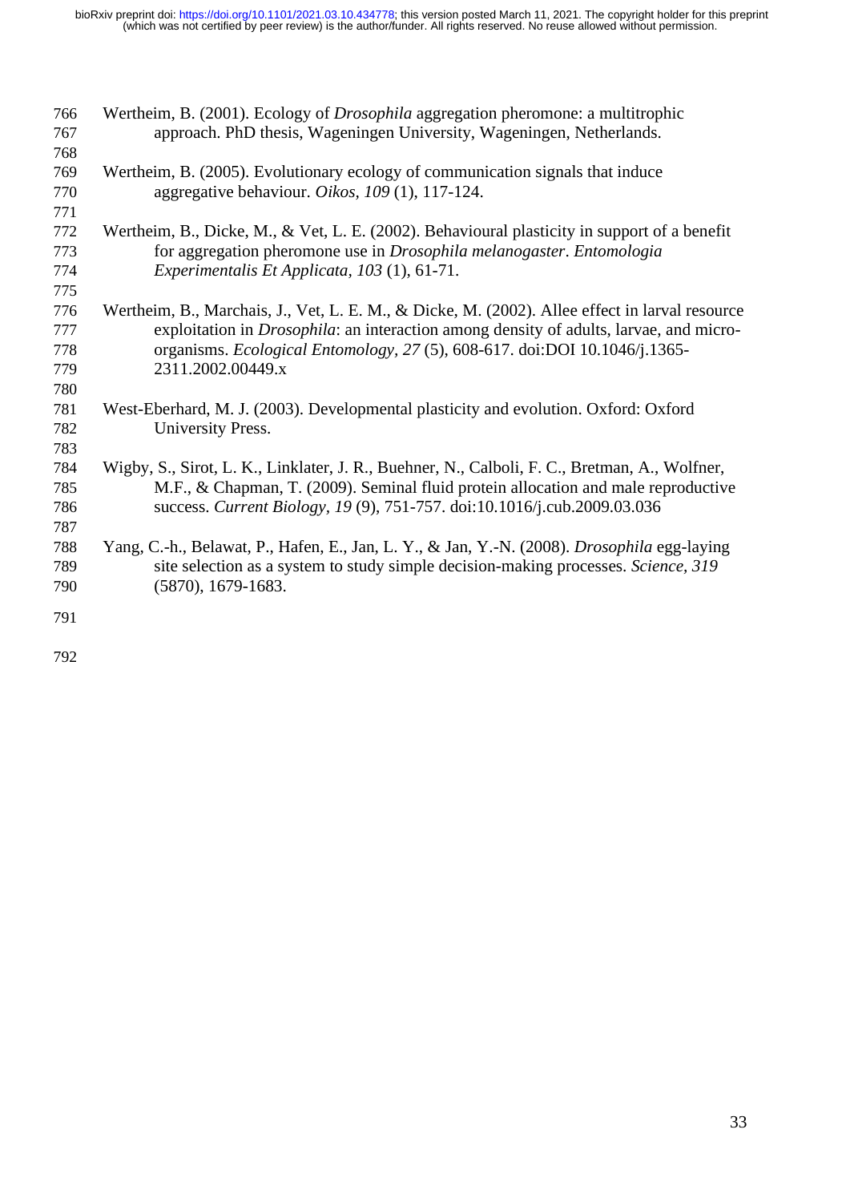Wertheim, B. (2001). Ecology of *Drosophila* aggregation pheromone: a multitrophic approach. PhD thesis, Wageningen University, Wageningen, Netherlands.

Wertheim, B. (2005). Evolutionary ecology of communication signals that induce aggregative behaviour. *Oikos, 109* (1), 117-124.

Wertheim, B., Dicke, M., & Vet, L. E. (2002). Behavioural plasticity in support of a benefit for aggregation pheromone use in *Drosophila melanogaster*. *Entomologia Experimentalis Et Applicata, 103* (1), 61-71.

Wertheim, B., Marchais, J., Vet, L. E. M., & Dicke, M. (2002). Allee effect in larval resource exploitation in *Drosophila*: an interaction among density of adults, larvae, and micro-organisms. *Ecological Entomology, 27* (5), 608-617. doi:DOI 10.1046/j.1365-2311.2002.00449.x

West-Eberhard, M. J. (2003). Developmental plasticity and evolution. Oxford: Oxford University Press.

Wigby, S., Sirot, L. K., Linklater, J. R., Buehner, N., Calboli, F. C., Bretman, A., Wolfner, M.F., & Chapman, T. (2009). Seminal fluid protein allocation and male reproductive success. *Current Biology, 19* (9), 751-757. doi:10.1016/j.cub.2009.03.036

Yang, C.-h., Belawat, P., Hafen, E., Jan, L. Y., & Jan, Y.-N. (2008). *Drosophila* egg-laying site selection as a system to study simple decision-making processes. *Science, 319* (5870), 1679-1683.